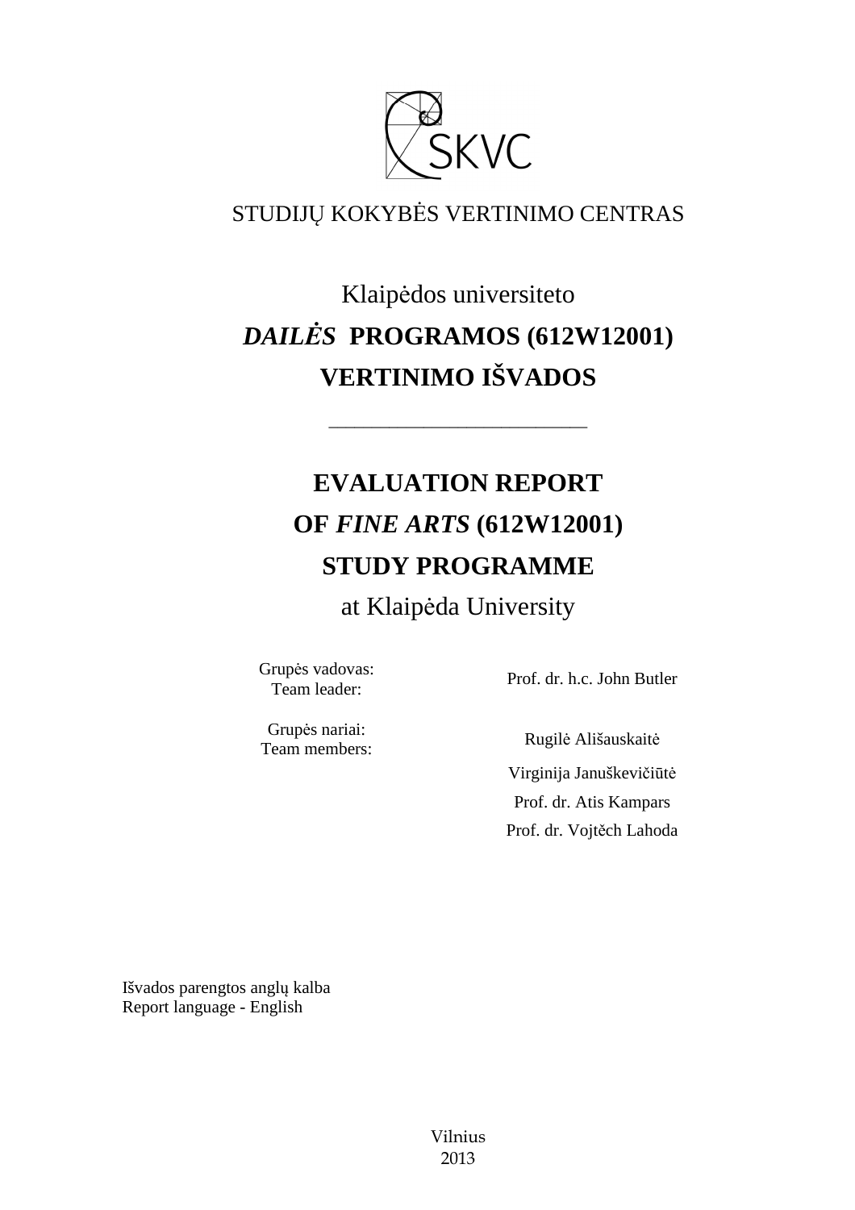SKVC

STUDIJŲ KOKYBĖS VERTINIMO CENTRAS

Klaipėdos universiteto

# ***DAILĖS*** **PROGRAMOS (612W12001) VERTINIMO IŠVADOS**

---

# **EVALUATION REPORT OF *FINE ARTS* (612W12001) STUDY PROGRAMME**

at Klaipėda University

| | |
|---|---|
| Grupės vadovas: Team leader: | Prof. dr. h.c. John Butler |
| Grupės nariai: Team members: | Rugilė Ališauskaitė |
| | Virginija Januškevičiūtė |
| | Prof. dr. Atis Kampars |
| | Prof. dr. Vojtěch Lahoda |

Išvados parengtos anglų kalba
Report language - English

Vilnius
2013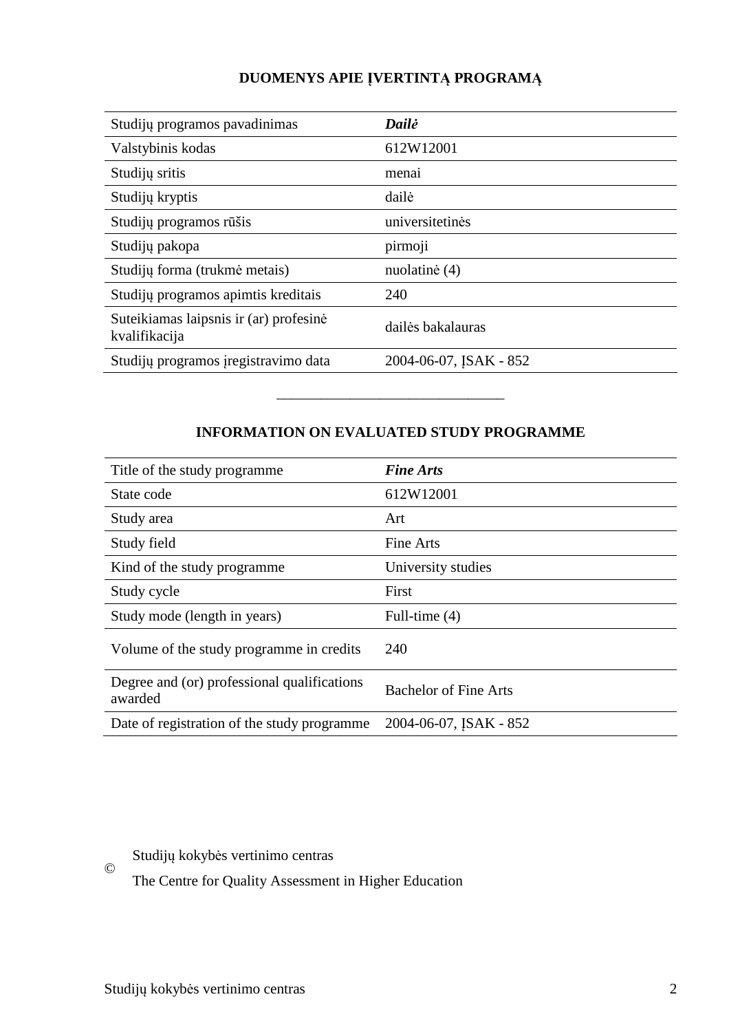## DUOMENYS APIE ĮVERTINTĄ PROGRAMĄ

| | |
|---|---|
| Studijų programos pavadinimas | ***Dailė*** |
| Valstybinis kodas | 612W12001 |
| Studijų sritis | menai |
| Studijų kryptis | dailė |
| Studijų programos rūšis | universitetinės |
| Studijų pakopa | pirmoji |
| Studijų forma (trukmė metais) | nuolatinė (4) |
| Studijų programos apimtis kreditais | 240 |
| Suteikiamas laipsnis ir (ar) profesinė kvalifikacija | dailės bakalauras |
| Studijų programos įregistravimo data | 2004-06-07, ĮSAK - 852 |

______________________________

## INFORMATION ON EVALUATED STUDY PROGRAMME

| | |
|---|---|
| Title of the study programme | ***Fine Arts*** |
| State code | 612W12001 |
| Study area | Art |
| Study field | Fine Arts |
| Kind of the study programme | University studies |
| Study cycle | First |
| Study mode (length in years) | Full-time (4) |
| Volume of the study programme in credits | 240 |
| Degree and (or) professional qualifications awarded | Bachelor of Fine Arts |
| Date of registration of the study programme | 2004-06-07, ĮSAK - 852 |

© Studijų kokybės vertinimo centras

The Centre for Quality Assessment in Higher Education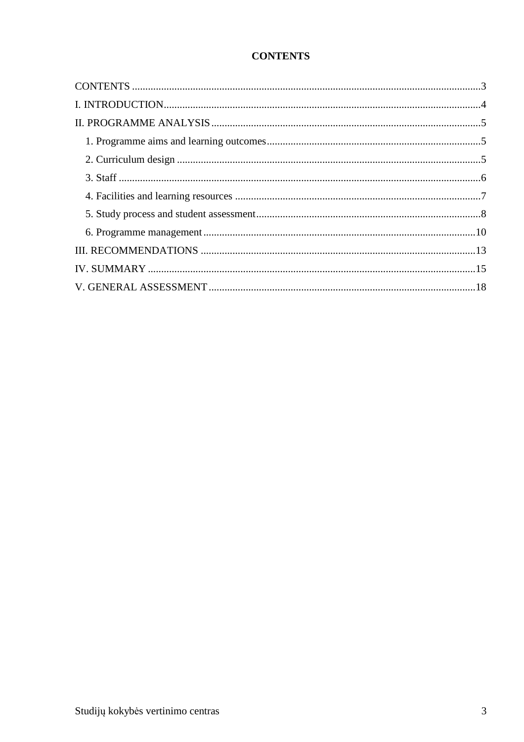# CONTENTS

CONTENTS ........................................................................................................................3
I. INTRODUCTION..............................................................................................................4
II. PROGRAMME ANALYSIS...............................................................................................5
   1. Programme aims and learning outcomes.......................................................................5
   2. Curriculum design ..........................................................................................................5
   3. Staff ................................................................................................................................6
   4. Facilities and learning resources ....................................................................................7
   5. Study process and student assessment............................................................................8
   6. Programme management...............................................................................................10
III. RECOMMENDATIONS ...............................................................................................13
IV. SUMMARY ...................................................................................................................15
V. GENERAL ASSESSMENT.............................................................................................18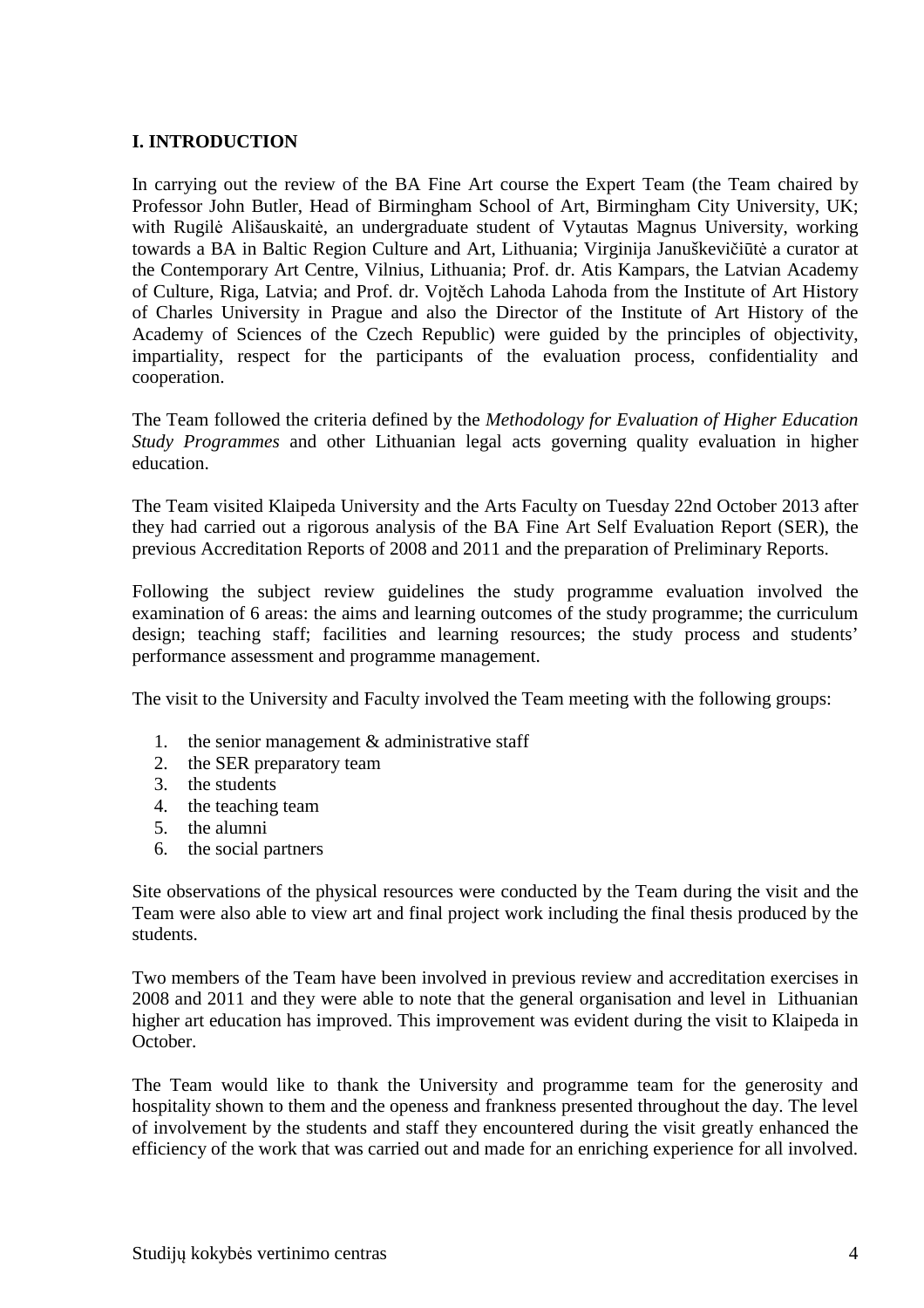### I. INTRODUCTION

In carrying out the review of the BA Fine Art course the Expert Team (the Team chaired by Professor John Butler, Head of Birmingham School of Art, Birmingham City University, UK; with Rugilė Ališauskaitė, an undergraduate student of Vytautas Magnus University, working towards a BA in Baltic Region Culture and Art, Lithuania; Virginija Januškevičiūtė a curator at the Contemporary Art Centre, Vilnius, Lithuania; Prof. dr. Atis Kampars, the Latvian Academy of Culture, Riga, Latvia; and Prof. dr. Vojtěch Lahoda Lahoda from the Institute of Art History of Charles University in Prague and also the Director of the Institute of Art History of the Academy of Sciences of the Czech Republic) were guided by the principles of objectivity, impartiality, respect for the participants of the evaluation process, confidentiality and cooperation.

The Team followed the criteria defined by the *Methodology for Evaluation of Higher Education Study Programmes* and other Lithuanian legal acts governing quality evaluation in higher education.

The Team visited Klaipeda University and the Arts Faculty on Tuesday 22nd October 2013 after they had carried out a rigorous analysis of the BA Fine Art Self Evaluation Report (SER), the previous Accreditation Reports of 2008 and 2011 and the preparation of Preliminary Reports.

Following the subject review guidelines the study programme evaluation involved the examination of 6 areas: the aims and learning outcomes of the study programme; the curriculum design; teaching staff; facilities and learning resources; the study process and students' performance assessment and programme management.

The visit to the University and Faculty involved the Team meeting with the following groups:

1. the senior management & administrative staff
2. the SER preparatory team
3. the students
4. the teaching team
5. the alumni
6. the social partners

Site observations of the physical resources were conducted by the Team during the visit and the Team were also able to view art and final project work including the final thesis produced by the students.

Two members of the Team have been involved in previous review and accreditation exercises in 2008 and 2011 and they were able to note that the general organisation and level in Lithuanian higher art education has improved. This improvement was evident during the visit to Klaipeda in October.

The Team would like to thank the University and programme team for the generosity and hospitality shown to them and the openess and frankness presented throughout the day. The level of involvement by the students and staff they encountered during the visit greatly enhanced the efficiency of the work that was carried out and made for an enriching experience for all involved.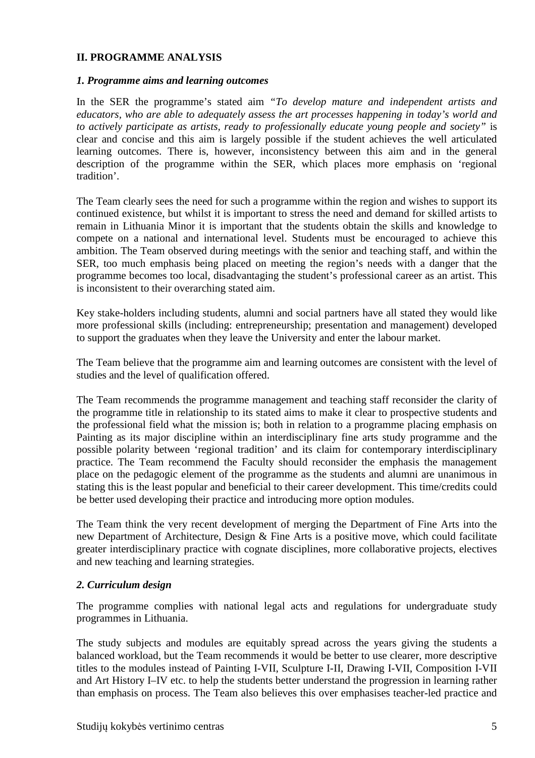## II. PROGRAMME ANALYSIS

### *1. Programme aims and learning outcomes*

In the SER the programme's stated aim *"To develop mature and independent artists and educators, who are able to adequately assess the art processes happening in today's world and to actively participate as artists, ready to professionally educate young people and society"* is clear and concise and this aim is largely possible if the student achieves the well articulated learning outcomes. There is, however, inconsistency between this aim and in the general description of the programme within the SER, which places more emphasis on 'regional tradition'.

The Team clearly sees the need for such a programme within the region and wishes to support its continued existence, but whilst it is important to stress the need and demand for skilled artists to remain in Lithuania Minor it is important that the students obtain the skills and knowledge to compete on a national and international level. Students must be encouraged to achieve this ambition. The Team observed during meetings with the senior and teaching staff, and within the SER, too much emphasis being placed on meeting the region's needs with a danger that the programme becomes too local, disadvantaging the student's professional career as an artist. This is inconsistent to their overarching stated aim.

Key stake-holders including students, alumni and social partners have all stated they would like more professional skills (including: entrepreneurship; presentation and management) developed to support the graduates when they leave the University and enter the labour market.

The Team believe that the programme aim and learning outcomes are consistent with the level of studies and the level of qualification offered.

The Team recommends the programme management and teaching staff reconsider the clarity of the programme title in relationship to its stated aims to make it clear to prospective students and the professional field what the mission is; both in relation to a programme placing emphasis on Painting as its major discipline within an interdisciplinary fine arts study programme and the possible polarity between 'regional tradition' and its claim for contemporary interdisciplinary practice. The Team recommend the Faculty should reconsider the emphasis the management place on the pedagogic element of the programme as the students and alumni are unanimous in stating this is the least popular and beneficial to their career development. This time/credits could be better used developing their practice and introducing more option modules.

The Team think the very recent development of merging the Department of Fine Arts into the new Department of Architecture, Design & Fine Arts is a positive move, which could facilitate greater interdisciplinary practice with cognate disciplines, more collaborative projects, electives and new teaching and learning strategies.

### *2. Curriculum design*

The programme complies with national legal acts and regulations for undergraduate study programmes in Lithuania.

The study subjects and modules are equitably spread across the years giving the students a balanced workload, but the Team recommends it would be better to use clearer, more descriptive titles to the modules instead of Painting I-VII, Sculpture I-II, Drawing I-VII, Composition I-VII and Art History I–IV etc. to help the students better understand the progression in learning rather than emphasis on process. The Team also believes this over emphasises teacher-led practice and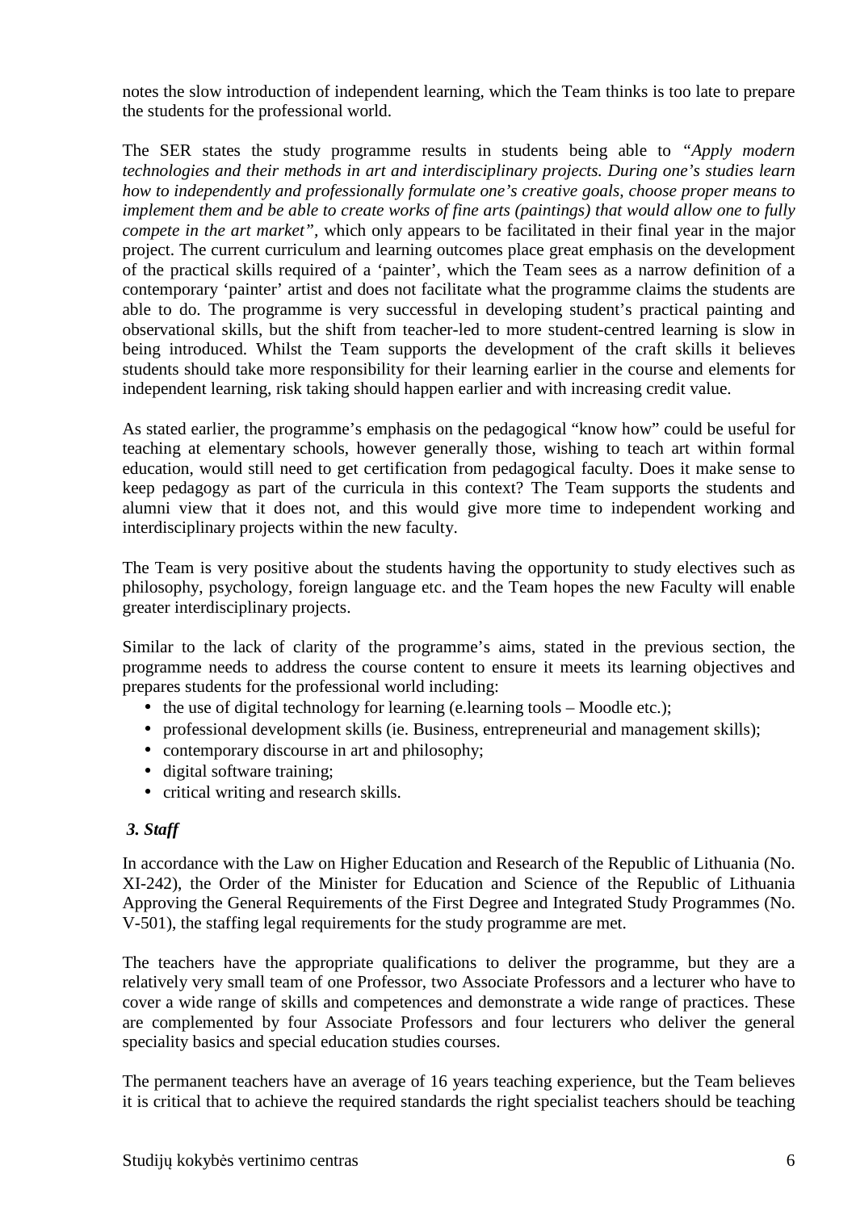notes the slow introduction of independent learning, which the Team thinks is too late to prepare the students for the professional world.

The SER states the study programme results in students being able to *"Apply modern technologies and their methods in art and interdisciplinary projects. During one's studies learn how to independently and professionally formulate one's creative goals, choose proper means to implement them and be able to create works of fine arts (paintings) that would allow one to fully compete in the art market"*, which only appears to be facilitated in their final year in the major project. The current curriculum and learning outcomes place great emphasis on the development of the practical skills required of a 'painter', which the Team sees as a narrow definition of a contemporary 'painter' artist and does not facilitate what the programme claims the students are able to do. The programme is very successful in developing student's practical painting and observational skills, but the shift from teacher-led to more student-centred learning is slow in being introduced. Whilst the Team supports the development of the craft skills it believes students should take more responsibility for their learning earlier in the course and elements for independent learning, risk taking should happen earlier and with increasing credit value.

As stated earlier, the programme's emphasis on the pedagogical "know how" could be useful for teaching at elementary schools, however generally those, wishing to teach art within formal education, would still need to get certification from pedagogical faculty. Does it make sense to keep pedagogy as part of the curricula in this context? The Team supports the students and alumni view that it does not, and this would give more time to independent working and interdisciplinary projects within the new faculty.

The Team is very positive about the students having the opportunity to study electives such as philosophy, psychology, foreign language etc. and the Team hopes the new Faculty will enable greater interdisciplinary projects.

Similar to the lack of clarity of the programme's aims, stated in the previous section, the programme needs to address the course content to ensure it meets its learning objectives and prepares students for the professional world including:

- the use of digital technology for learning (e.learning tools – Moodle etc.);
- professional development skills (ie. Business, entrepreneurial and management skills);
- contemporary discourse in art and philosophy;
- digital software training;
- critical writing and research skills.

### *3. Staff*

In accordance with the Law on Higher Education and Research of the Republic of Lithuania (No. XI-242), the Order of the Minister for Education and Science of the Republic of Lithuania Approving the General Requirements of the First Degree and Integrated Study Programmes (No. V-501), the staffing legal requirements for the study programme are met.

The teachers have the appropriate qualifications to deliver the programme, but they are a relatively very small team of one Professor, two Associate Professors and a lecturer who have to cover a wide range of skills and competences and demonstrate a wide range of practices. These are complemented by four Associate Professors and four lecturers who deliver the general speciality basics and special education studies courses.

The permanent teachers have an average of 16 years teaching experience, but the Team believes it is critical that to achieve the required standards the right specialist teachers should be teaching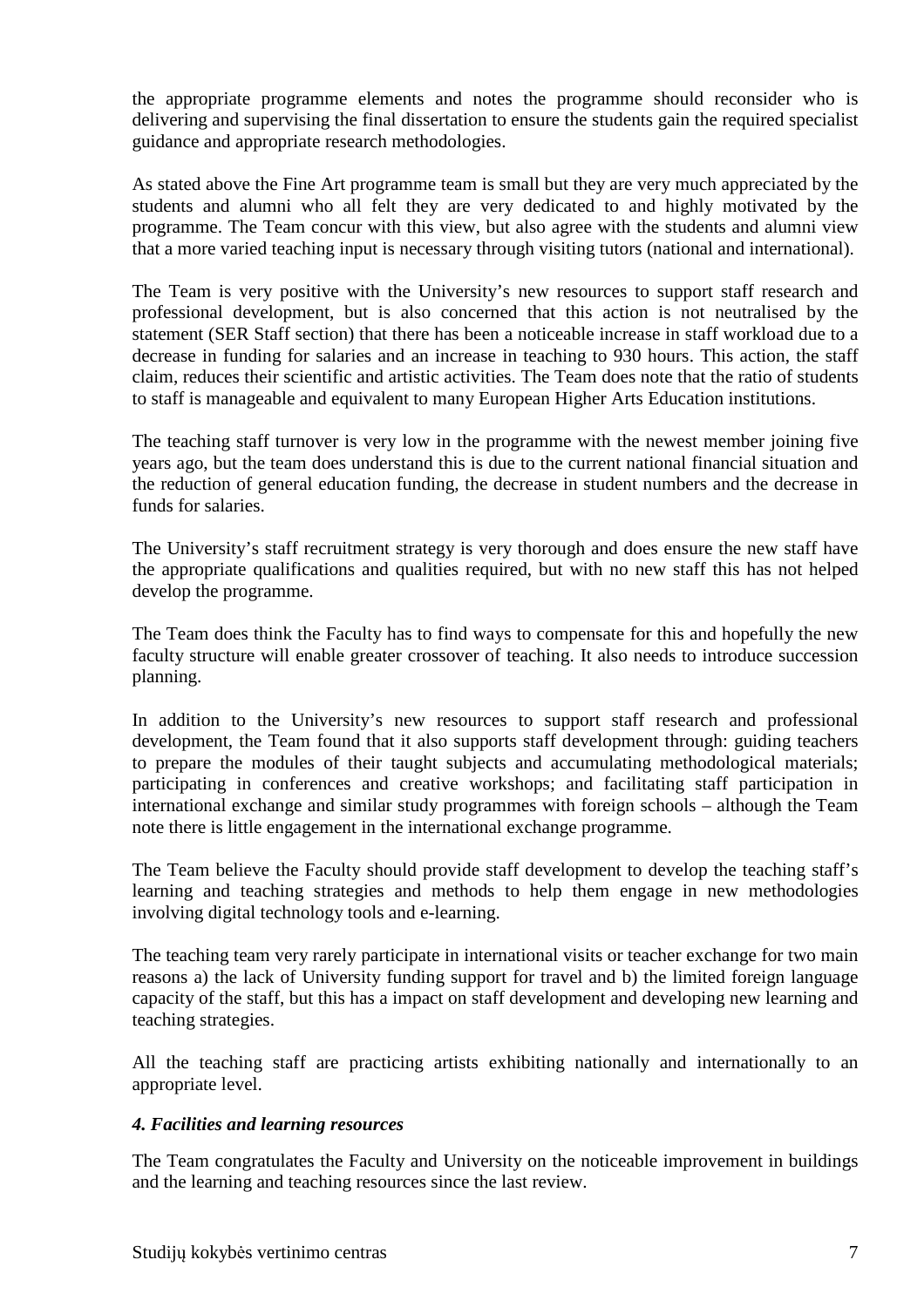the appropriate programme elements and notes the programme should reconsider who is delivering and supervising the final dissertation to ensure the students gain the required specialist guidance and appropriate research methodologies.

As stated above the Fine Art programme team is small but they are very much appreciated by the students and alumni who all felt they are very dedicated to and highly motivated by the programme. The Team concur with this view, but also agree with the students and alumni view that a more varied teaching input is necessary through visiting tutors (national and international).

The Team is very positive with the University's new resources to support staff research and professional development, but is also concerned that this action is not neutralised by the statement (SER Staff section) that there has been a noticeable increase in staff workload due to a decrease in funding for salaries and an increase in teaching to 930 hours. This action, the staff claim, reduces their scientific and artistic activities. The Team does note that the ratio of students to staff is manageable and equivalent to many European Higher Arts Education institutions.

The teaching staff turnover is very low in the programme with the newest member joining five years ago, but the team does understand this is due to the current national financial situation and the reduction of general education funding, the decrease in student numbers and the decrease in funds for salaries.

The University's staff recruitment strategy is very thorough and does ensure the new staff have the appropriate qualifications and qualities required, but with no new staff this has not helped develop the programme.

The Team does think the Faculty has to find ways to compensate for this and hopefully the new faculty structure will enable greater crossover of teaching. It also needs to introduce succession planning.

In addition to the University's new resources to support staff research and professional development, the Team found that it also supports staff development through: guiding teachers to prepare the modules of their taught subjects and accumulating methodological materials; participating in conferences and creative workshops; and facilitating staff participation in international exchange and similar study programmes with foreign schools – although the Team note there is little engagement in the international exchange programme.

The Team believe the Faculty should provide staff development to develop the teaching staff's learning and teaching strategies and methods to help them engage in new methodologies involving digital technology tools and e-learning.

The teaching team very rarely participate in international visits or teacher exchange for two main reasons a) the lack of University funding support for travel and b) the limited foreign language capacity of the staff, but this has a impact on staff development and developing new learning and teaching strategies.

All the teaching staff are practicing artists exhibiting nationally and internationally to an appropriate level.

### *4. Facilities and learning resources*

The Team congratulates the Faculty and University on the noticeable improvement in buildings and the learning and teaching resources since the last review.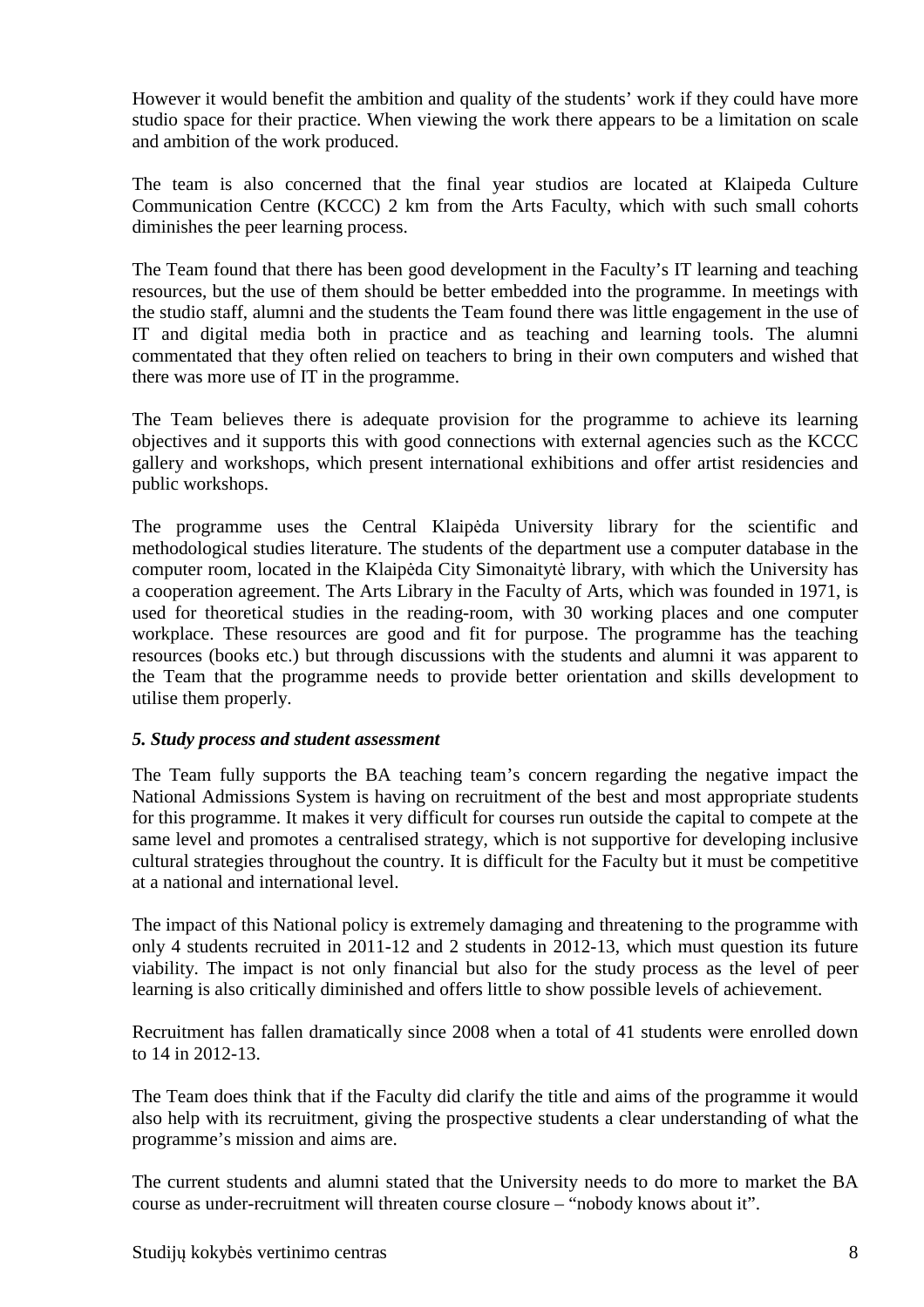However it would benefit the ambition and quality of the students' work if they could have more studio space for their practice. When viewing the work there appears to be a limitation on scale and ambition of the work produced.

The team is also concerned that the final year studios are located at Klaipeda Culture Communication Centre (KCCC) 2 km from the Arts Faculty, which with such small cohorts diminishes the peer learning process.

The Team found that there has been good development in the Faculty's IT learning and teaching resources, but the use of them should be better embedded into the programme. In meetings with the studio staff, alumni and the students the Team found there was little engagement in the use of IT and digital media both in practice and as teaching and learning tools. The alumni commentated that they often relied on teachers to bring in their own computers and wished that there was more use of IT in the programme.

The Team believes there is adequate provision for the programme to achieve its learning objectives and it supports this with good connections with external agencies such as the KCCC gallery and workshops, which present international exhibitions and offer artist residencies and public workshops.

The programme uses the Central Klaipėda University library for the scientific and methodological studies literature. The students of the department use a computer database in the computer room, located in the Klaipėda City Simonaitytė library, with which the University has a cooperation agreement. The Arts Library in the Faculty of Arts, which was founded in 1971, is used for theoretical studies in the reading-room, with 30 working places and one computer workplace. These resources are good and fit for purpose. The programme has the teaching resources (books etc.) but through discussions with the students and alumni it was apparent to the Team that the programme needs to provide better orientation and skills development to utilise them properly.

***5. Study process and student assessment***

The Team fully supports the BA teaching team's concern regarding the negative impact the National Admissions System is having on recruitment of the best and most appropriate students for this programme. It makes it very difficult for courses run outside the capital to compete at the same level and promotes a centralised strategy, which is not supportive for developing inclusive cultural strategies throughout the country. It is difficult for the Faculty but it must be competitive at a national and international level.

The impact of this National policy is extremely damaging and threatening to the programme with only 4 students recruited in 2011-12 and 2 students in 2012-13, which must question its future viability. The impact is not only financial but also for the study process as the level of peer learning is also critically diminished and offers little to show possible levels of achievement.

Recruitment has fallen dramatically since 2008 when a total of 41 students were enrolled down to 14 in 2012-13.

The Team does think that if the Faculty did clarify the title and aims of the programme it would also help with its recruitment, giving the prospective students a clear understanding of what the programme's mission and aims are.

The current students and alumni stated that the University needs to do more to market the BA course as under-recruitment will threaten course closure – "nobody knows about it".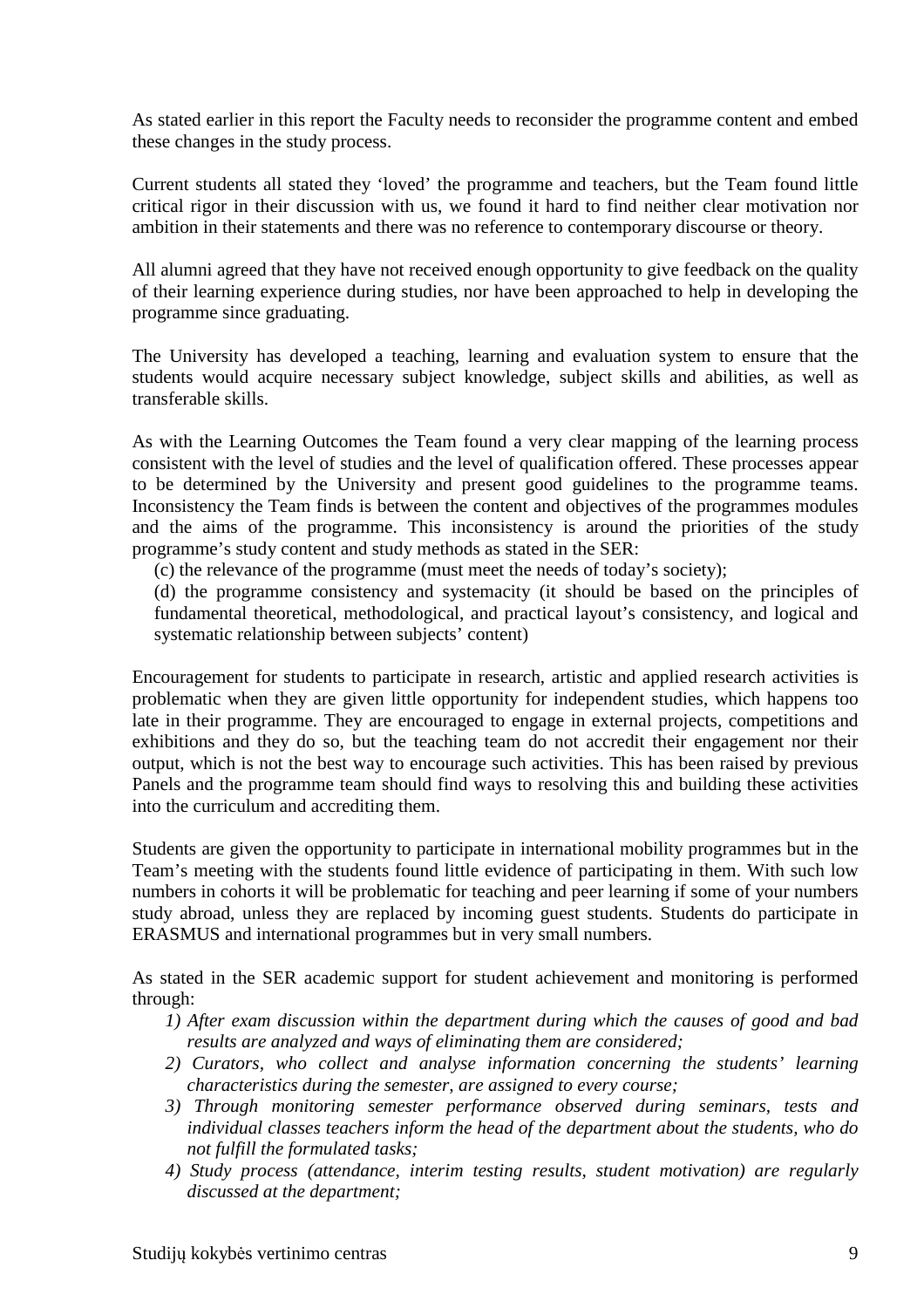As stated earlier in this report the Faculty needs to reconsider the programme content and embed these changes in the study process.

Current students all stated they 'loved' the programme and teachers, but the Team found little critical rigor in their discussion with us, we found it hard to find neither clear motivation nor ambition in their statements and there was no reference to contemporary discourse or theory.

All alumni agreed that they have not received enough opportunity to give feedback on the quality of their learning experience during studies, nor have been approached to help in developing the programme since graduating.

The University has developed a teaching, learning and evaluation system to ensure that the students would acquire necessary subject knowledge, subject skills and abilities, as well as transferable skills.

As with the Learning Outcomes the Team found a very clear mapping of the learning process consistent with the level of studies and the level of qualification offered. These processes appear to be determined by the University and present good guidelines to the programme teams. Inconsistency the Team finds is between the content and objectives of the programmes modules and the aims of the programme. This inconsistency is around the priorities of the study programme's study content and study methods as stated in the SER:

(c) the relevance of the programme (must meet the needs of today's society);

(d) the programme consistency and systemacity (it should be based on the principles of fundamental theoretical, methodological, and practical layout's consistency, and logical and systematic relationship between subjects' content)

Encouragement for students to participate in research, artistic and applied research activities is problematic when they are given little opportunity for independent studies, which happens too late in their programme. They are encouraged to engage in external projects, competitions and exhibitions and they do so, but the teaching team do not accredit their engagement nor their output, which is not the best way to encourage such activities. This has been raised by previous Panels and the programme team should find ways to resolving this and building these activities into the curriculum and accrediting them.

Students are given the opportunity to participate in international mobility programmes but in the Team's meeting with the students found little evidence of participating in them. With such low numbers in cohorts it will be problematic for teaching and peer learning if some of your numbers study abroad, unless they are replaced by incoming guest students. Students do participate in ERASMUS and international programmes but in very small numbers.

As stated in the SER academic support for student achievement and monitoring is performed through:

1) *After exam discussion within the department during which the causes of good and bad results are analyzed and ways of eliminating them are considered;*
2) *Curators, who collect and analyse information concerning the students' learning characteristics during the semester, are assigned to every course;*
3) *Through monitoring semester performance observed during seminars, tests and individual classes teachers inform the head of the department about the students, who do not fulfill the formulated tasks;*
4) *Study process (attendance, interim testing results, student motivation) are regularly discussed at the department;*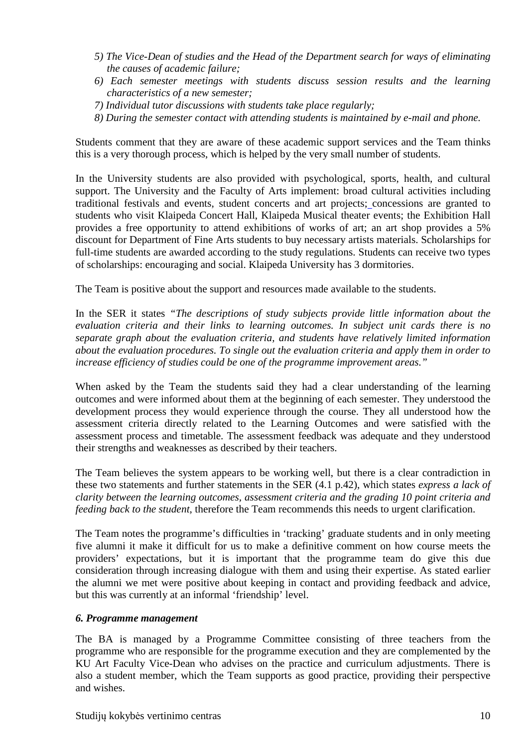*5) The Vice-Dean of studies and the Head of the Department search for ways of eliminating the causes of academic failure;*

*6) Each semester meetings with students discuss session results and the learning characteristics of a new semester;*

*7) Individual tutor discussions with students take place regularly;*

*8) During the semester contact with attending students is maintained by e-mail and phone.*

Students comment that they are aware of these academic support services and the Team thinks this is a very thorough process, which is helped by the very small number of students.

In the University students are also provided with psychological, sports, health, and cultural support. The University and the Faculty of Arts implement: broad cultural activities including traditional festivals and events, student concerts and art projects; concessions are granted to students who visit Klaipeda Concert Hall, Klaipeda Musical theater events; the Exhibition Hall provides a free opportunity to attend exhibitions of works of art; an art shop provides a 5% discount for Department of Fine Arts students to buy necessary artists materials. Scholarships for full-time students are awarded according to the study regulations. Students can receive two types of scholarships: encouraging and social. Klaipeda University has 3 dormitories.

The Team is positive about the support and resources made available to the students.

In the SER it states *"The descriptions of study subjects provide little information about the evaluation criteria and their links to learning outcomes. In subject unit cards there is no separate graph about the evaluation criteria, and students have relatively limited information about the evaluation procedures. To single out the evaluation criteria and apply them in order to increase efficiency of studies could be one of the programme improvement areas."*

When asked by the Team the students said they had a clear understanding of the learning outcomes and were informed about them at the beginning of each semester. They understood the development process they would experience through the course. They all understood how the assessment criteria directly related to the Learning Outcomes and were satisfied with the assessment process and timetable. The assessment feedback was adequate and they understood their strengths and weaknesses as described by their teachers.

The Team believes the system appears to be working well, but there is a clear contradiction in these two statements and further statements in the SER (4.1 p.42), which states *express a lack of clarity between the learning outcomes, assessment criteria and the grading 10 point criteria and feeding back to the student*, therefore the Team recommends this needs to urgent clarification.

The Team notes the programme's difficulties in 'tracking' graduate students and in only meeting five alumni it make it difficult for us to make a definitive comment on how course meets the providers' expectations, but it is important that the programme team do give this due consideration through increasing dialogue with them and using their expertise. As stated earlier the alumni we met were positive about keeping in contact and providing feedback and advice, but this was currently at an informal 'friendship' level.

### *6. Programme management*

The BA is managed by a Programme Committee consisting of three teachers from the programme who are responsible for the programme execution and they are complemented by the KU Art Faculty Vice-Dean who advises on the practice and curriculum adjustments. There is also a student member, which the Team supports as good practice, providing their perspective and wishes.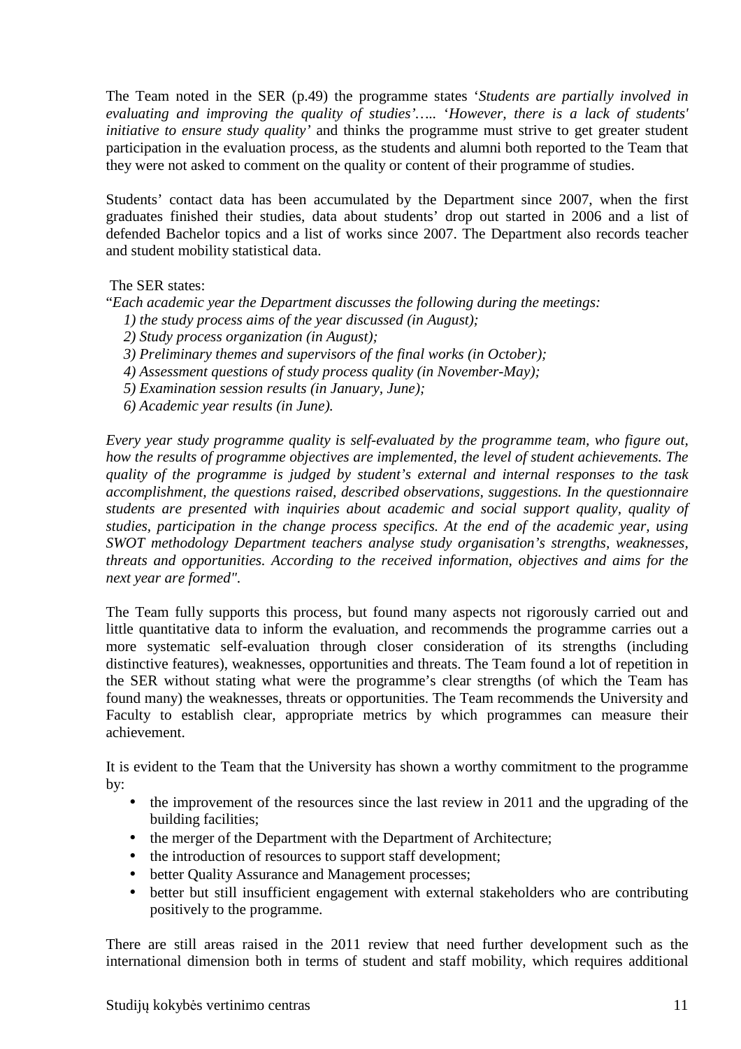The Team noted in the SER (p.49) the programme states '*Students are partially involved in evaluating and improving the quality of studies'….. 'However, there is a lack of students' initiative to ensure study quality'* and thinks the programme must strive to get greater student participation in the evaluation process, as the students and alumni both reported to the Team that they were not asked to comment on the quality or content of their programme of studies.

Students' contact data has been accumulated by the Department since 2007, when the first graduates finished their studies, data about students' drop out started in 2006 and a list of defended Bachelor topics and a list of works since 2007. The Department also records teacher and student mobility statistical data.

The SER states:

"*Each academic year the Department discusses the following during the meetings:*

*1) the study process aims of the year discussed (in August);*
*2) Study process organization (in August);*
*3) Preliminary themes and supervisors of the final works (in October);*
*4) Assessment questions of study process quality (in November-May);*
*5) Examination session results (in January, June);*
*6) Academic year results (in June).*

*Every year study programme quality is self-evaluated by the programme team, who figure out, how the results of programme objectives are implemented, the level of student achievements. The quality of the programme is judged by student's external and internal responses to the task accomplishment, the questions raised, described observations, suggestions. In the questionnaire students are presented with inquiries about academic and social support quality, quality of studies, participation in the change process specifics. At the end of the academic year, using SWOT methodology Department teachers analyse study organisation's strengths, weaknesses, threats and opportunities. According to the received information, objectives and aims for the next year are formed".*

The Team fully supports this process, but found many aspects not rigorously carried out and little quantitative data to inform the evaluation, and recommends the programme carries out a more systematic self-evaluation through closer consideration of its strengths (including distinctive features), weaknesses, opportunities and threats. The Team found a lot of repetition in the SER without stating what were the programme's clear strengths (of which the Team has found many) the weaknesses, threats or opportunities. The Team recommends the University and Faculty to establish clear, appropriate metrics by which programmes can measure their achievement.

It is evident to the Team that the University has shown a worthy commitment to the programme by:

- the improvement of the resources since the last review in 2011 and the upgrading of the building facilities;
- the merger of the Department with the Department of Architecture;
- the introduction of resources to support staff development;
- better Quality Assurance and Management processes;
- better but still insufficient engagement with external stakeholders who are contributing positively to the programme.

There are still areas raised in the 2011 review that need further development such as the international dimension both in terms of student and staff mobility, which requires additional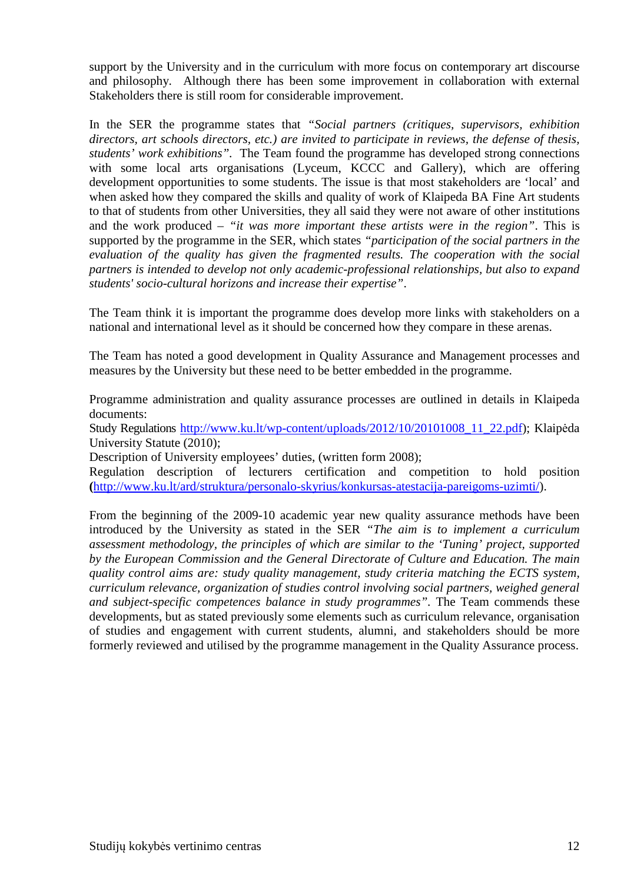support by the University and in the curriculum with more focus on contemporary art discourse and philosophy. Although there has been some improvement in collaboration with external Stakeholders there is still room for considerable improvement.

In the SER the programme states that *"Social partners (critiques, supervisors, exhibition directors, art schools directors, etc.) are invited to participate in reviews, the defense of thesis, students' work exhibitions"*. The Team found the programme has developed strong connections with some local arts organisations (Lyceum, KCCC and Gallery), which are offering development opportunities to some students. The issue is that most stakeholders are 'local' and when asked how they compared the skills and quality of work of Klaipeda BA Fine Art students to that of students from other Universities, they all said they were not aware of other institutions and the work produced – *"it was more important these artists were in the region"*. This is supported by the programme in the SER, which states *"participation of the social partners in the evaluation of the quality has given the fragmented results. The cooperation with the social partners is intended to develop not only academic-professional relationships, but also to expand students' socio-cultural horizons and increase their expertise"*.

The Team think it is important the programme does develop more links with stakeholders on a national and international level as it should be concerned how they compare in these arenas.

The Team has noted a good development in Quality Assurance and Management processes and measures by the University but these need to be better embedded in the programme.

Programme administration and quality assurance processes are outlined in details in Klaipeda documents:
Study Regulations http://www.ku.lt/wp-content/uploads/2012/10/20101008_11_22.pdf); Klaipėda University Statute (2010);
Description of University employees' duties, (written form 2008);
Regulation description of lecturers certification and competition to hold position (http://www.ku.lt/ard/struktura/personalo-skyrius/konkursas-atestacija-pareigoms-uzimti/).

From the beginning of the 2009-10 academic year new quality assurance methods have been introduced by the University as stated in the SER *"The aim is to implement a curriculum assessment methodology, the principles of which are similar to the 'Tuning' project, supported by the European Commission and the General Directorate of Culture and Education. The main quality control aims are: study quality management, study criteria matching the ECTS system, curriculum relevance, organization of studies control involving social partners, weighed general and subject-specific competences balance in study programmes"*. The Team commends these developments, but as stated previously some elements such as curriculum relevance, organisation of studies and engagement with current students, alumni, and stakeholders should be more formerly reviewed and utilised by the programme management in the Quality Assurance process.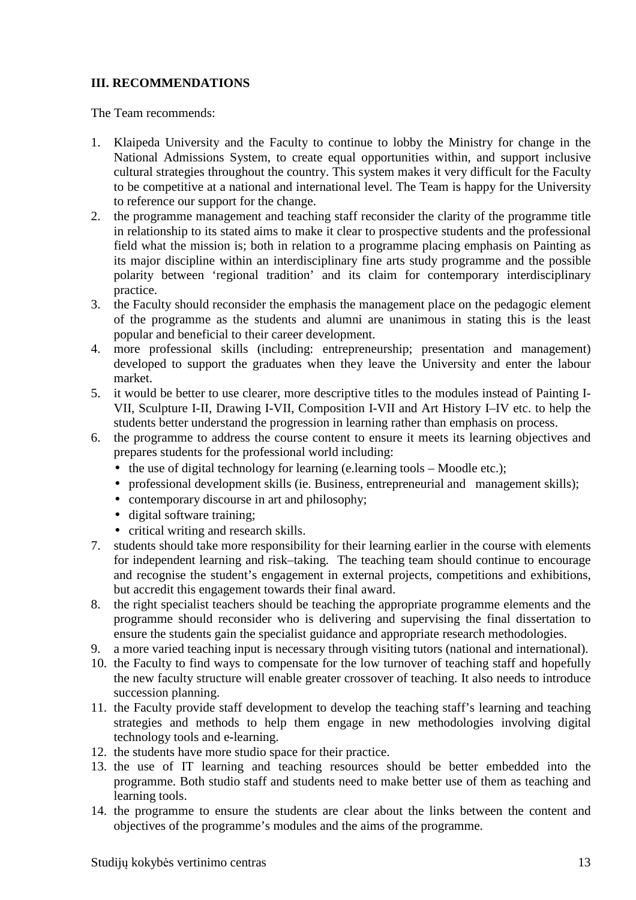## III. RECOMMENDATIONS

The Team recommends:

1. Klaipeda University and the Faculty to continue to lobby the Ministry for change in the National Admissions System, to create equal opportunities within, and support inclusive cultural strategies throughout the country. This system makes it very difficult for the Faculty to be competitive at a national and international level. The Team is happy for the University to reference our support for the change.
2. the programme management and teaching staff reconsider the clarity of the programme title in relationship to its stated aims to make it clear to prospective students and the professional field what the mission is; both in relation to a programme placing emphasis on Painting as its major discipline within an interdisciplinary fine arts study programme and the possible polarity between 'regional tradition' and its claim for contemporary interdisciplinary practice.
3. the Faculty should reconsider the emphasis the management place on the pedagogic element of the programme as the students and alumni are unanimous in stating this is the least popular and beneficial to their career development.
4. more professional skills (including: entrepreneurship; presentation and management) developed to support the graduates when they leave the University and enter the labour market.
5. it would be better to use clearer, more descriptive titles to the modules instead of Painting I-VII, Sculpture I-II, Drawing I-VII, Composition I-VII and Art History I–IV etc. to help the students better understand the progression in learning rather than emphasis on process.
6. the programme to address the course content to ensure it meets its learning objectives and prepares students for the professional world including:
   - the use of digital technology for learning (e.learning tools – Moodle etc.);
   - professional development skills (ie. Business, entrepreneurial and management skills);
   - contemporary discourse in art and philosophy;
   - digital software training;
   - critical writing and research skills.
7. students should take more responsibility for their learning earlier in the course with elements for independent learning and risk–taking. The teaching team should continue to encourage and recognise the student's engagement in external projects, competitions and exhibitions, but accredit this engagement towards their final award.
8. the right specialist teachers should be teaching the appropriate programme elements and the programme should reconsider who is delivering and supervising the final dissertation to ensure the students gain the specialist guidance and appropriate research methodologies.
9. a more varied teaching input is necessary through visiting tutors (national and international).
10. the Faculty to find ways to compensate for the low turnover of teaching staff and hopefully the new faculty structure will enable greater crossover of teaching. It also needs to introduce succession planning.
11. the Faculty provide staff development to develop the teaching staff's learning and teaching strategies and methods to help them engage in new methodologies involving digital technology tools and e-learning.
12. the students have more studio space for their practice.
13. the use of IT learning and teaching resources should be better embedded into the programme. Both studio staff and students need to make better use of them as teaching and learning tools.
14. the programme to ensure the students are clear about the links between the content and objectives of the programme's modules and the aims of the programme.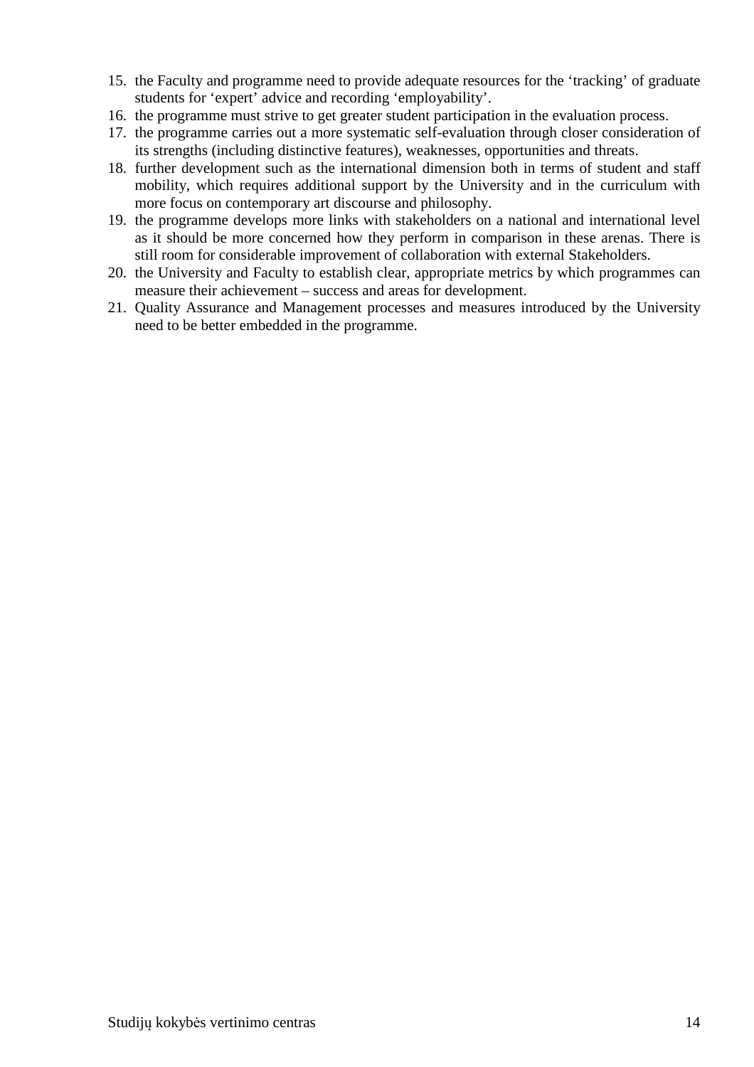15. the Faculty and programme need to provide adequate resources for the ‘tracking’ of graduate students for ‘expert’ advice and recording ‘employability’.
16. the programme must strive to get greater student participation in the evaluation process.
17. the programme carries out a more systematic self-evaluation through closer consideration of its strengths (including distinctive features), weaknesses, opportunities and threats.
18. further development such as the international dimension both in terms of student and staff mobility, which requires additional support by the University and in the curriculum with more focus on contemporary art discourse and philosophy.
19. the programme develops more links with stakeholders on a national and international level as it should be more concerned how they perform in comparison in these arenas. There is still room for considerable improvement of collaboration with external Stakeholders.
20. the University and Faculty to establish clear, appropriate metrics by which programmes can measure their achievement – success and areas for development.
21. Quality Assurance and Management processes and measures introduced by the University need to be better embedded in the programme.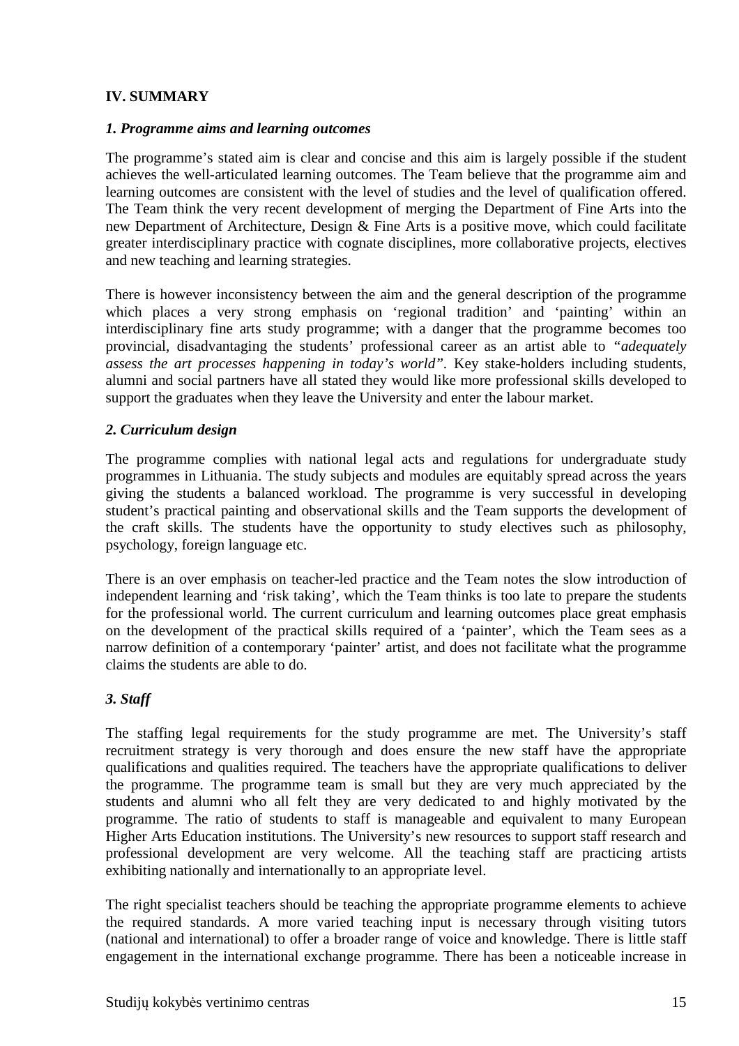## IV. SUMMARY

### *1. Programme aims and learning outcomes*

The programme's stated aim is clear and concise and this aim is largely possible if the student achieves the well-articulated learning outcomes. The Team believe that the programme aim and learning outcomes are consistent with the level of studies and the level of qualification offered. The Team think the very recent development of merging the Department of Fine Arts into the new Department of Architecture, Design & Fine Arts is a positive move, which could facilitate greater interdisciplinary practice with cognate disciplines, more collaborative projects, electives and new teaching and learning strategies.

There is however inconsistency between the aim and the general description of the programme which places a very strong emphasis on 'regional tradition' and 'painting' within an interdisciplinary fine arts study programme; with a danger that the programme becomes too provincial, disadvantaging the students' professional career as an artist able to *"adequately assess the art processes happening in today's world"*. Key stake-holders including students, alumni and social partners have all stated they would like more professional skills developed to support the graduates when they leave the University and enter the labour market.

### *2. Curriculum design*

The programme complies with national legal acts and regulations for undergraduate study programmes in Lithuania. The study subjects and modules are equitably spread across the years giving the students a balanced workload. The programme is very successful in developing student's practical painting and observational skills and the Team supports the development of the craft skills. The students have the opportunity to study electives such as philosophy, psychology, foreign language etc.

There is an over emphasis on teacher-led practice and the Team notes the slow introduction of independent learning and 'risk taking', which the Team thinks is too late to prepare the students for the professional world. The current curriculum and learning outcomes place great emphasis on the development of the practical skills required of a 'painter', which the Team sees as a narrow definition of a contemporary 'painter' artist, and does not facilitate what the programme claims the students are able to do.

### *3. Staff*

The staffing legal requirements for the study programme are met. The University's staff recruitment strategy is very thorough and does ensure the new staff have the appropriate qualifications and qualities required. The teachers have the appropriate qualifications to deliver the programme. The programme team is small but they are very much appreciated by the students and alumni who all felt they are very dedicated to and highly motivated by the programme. The ratio of students to staff is manageable and equivalent to many European Higher Arts Education institutions. The University's new resources to support staff research and professional development are very welcome. All the teaching staff are practicing artists exhibiting nationally and internationally to an appropriate level.

The right specialist teachers should be teaching the appropriate programme elements to achieve the required standards. A more varied teaching input is necessary through visiting tutors (national and international) to offer a broader range of voice and knowledge. There is little staff engagement in the international exchange programme. There has been a noticeable increase in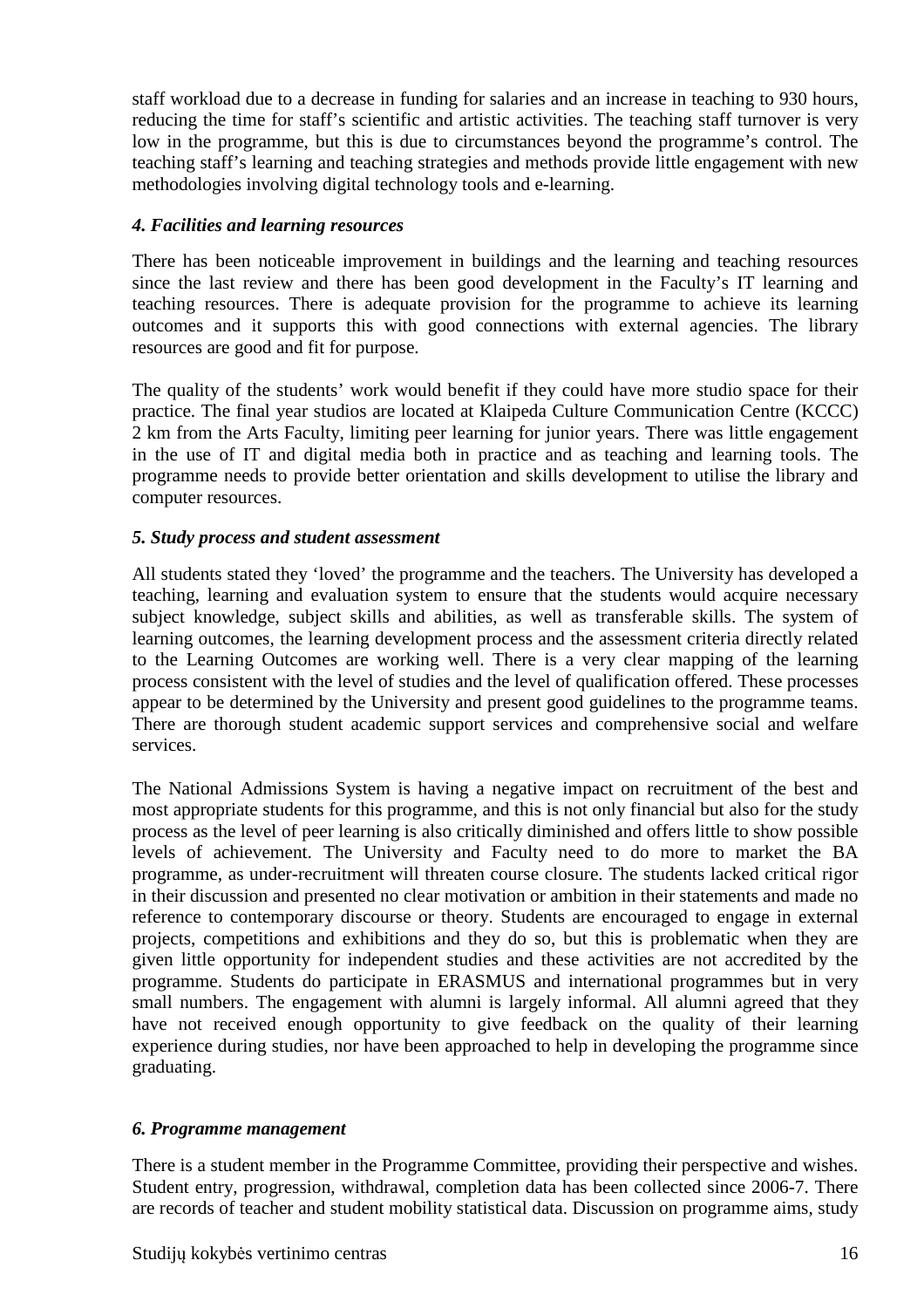staff workload due to a decrease in funding for salaries and an increase in teaching to 930 hours, reducing the time for staff's scientific and artistic activities. The teaching staff turnover is very low in the programme, but this is due to circumstances beyond the programme's control. The teaching staff's learning and teaching strategies and methods provide little engagement with new methodologies involving digital technology tools and e-learning.

#### *4. Facilities and learning resources*

There has been noticeable improvement in buildings and the learning and teaching resources since the last review and there has been good development in the Faculty's IT learning and teaching resources. There is adequate provision for the programme to achieve its learning outcomes and it supports this with good connections with external agencies. The library resources are good and fit for purpose.

The quality of the students' work would benefit if they could have more studio space for their practice. The final year studios are located at Klaipeda Culture Communication Centre (KCCC) 2 km from the Arts Faculty, limiting peer learning for junior years. There was little engagement in the use of IT and digital media both in practice and as teaching and learning tools. The programme needs to provide better orientation and skills development to utilise the library and computer resources.

#### *5. Study process and student assessment*

All students stated they 'loved' the programme and the teachers. The University has developed a teaching, learning and evaluation system to ensure that the students would acquire necessary subject knowledge, subject skills and abilities, as well as transferable skills. The system of learning outcomes, the learning development process and the assessment criteria directly related to the Learning Outcomes are working well. There is a very clear mapping of the learning process consistent with the level of studies and the level of qualification offered. These processes appear to be determined by the University and present good guidelines to the programme teams. There are thorough student academic support services and comprehensive social and welfare services.

The National Admissions System is having a negative impact on recruitment of the best and most appropriate students for this programme, and this is not only financial but also for the study process as the level of peer learning is also critically diminished and offers little to show possible levels of achievement. The University and Faculty need to do more to market the BA programme, as under-recruitment will threaten course closure. The students lacked critical rigor in their discussion and presented no clear motivation or ambition in their statements and made no reference to contemporary discourse or theory. Students are encouraged to engage in external projects, competitions and exhibitions and they do so, but this is problematic when they are given little opportunity for independent studies and these activities are not accredited by the programme. Students do participate in ERASMUS and international programmes but in very small numbers. The engagement with alumni is largely informal. All alumni agreed that they have not received enough opportunity to give feedback on the quality of their learning experience during studies, nor have been approached to help in developing the programme since graduating.

#### *6. Programme management*

There is a student member in the Programme Committee, providing their perspective and wishes. Student entry, progression, withdrawal, completion data has been collected since 2006-7. There are records of teacher and student mobility statistical data. Discussion on programme aims, study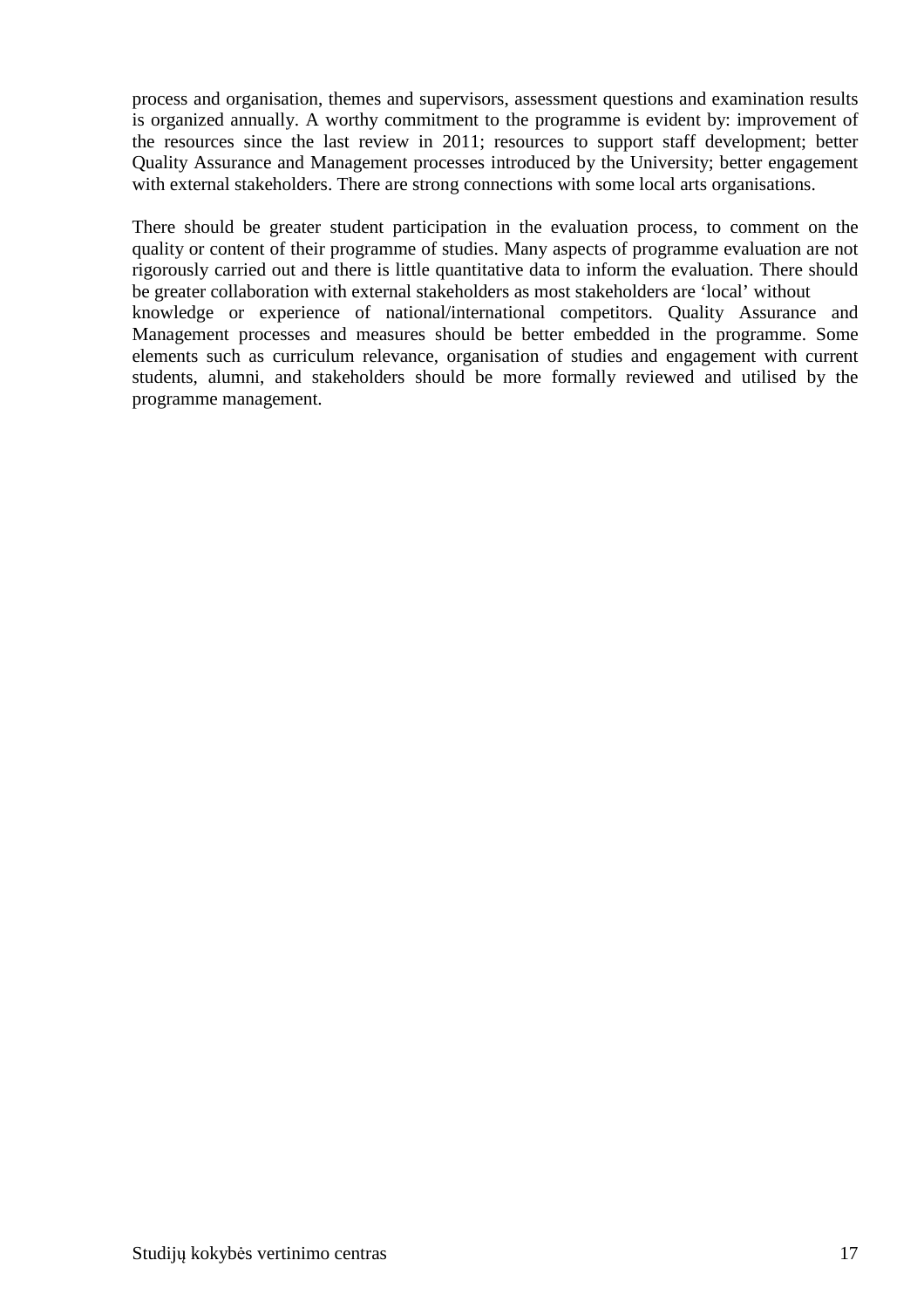process and organisation, themes and supervisors, assessment questions and examination results is organized annually. A worthy commitment to the programme is evident by: improvement of the resources since the last review in 2011; resources to support staff development; better Quality Assurance and Management processes introduced by the University; better engagement with external stakeholders. There are strong connections with some local arts organisations.

There should be greater student participation in the evaluation process, to comment on the quality or content of their programme of studies. Many aspects of programme evaluation are not rigorously carried out and there is little quantitative data to inform the evaluation. There should be greater collaboration with external stakeholders as most stakeholders are 'local' without knowledge or experience of national/international competitors. Quality Assurance and Management processes and measures should be better embedded in the programme. Some elements such as curriculum relevance, organisation of studies and engagement with current students, alumni, and stakeholders should be more formally reviewed and utilised by the programme management.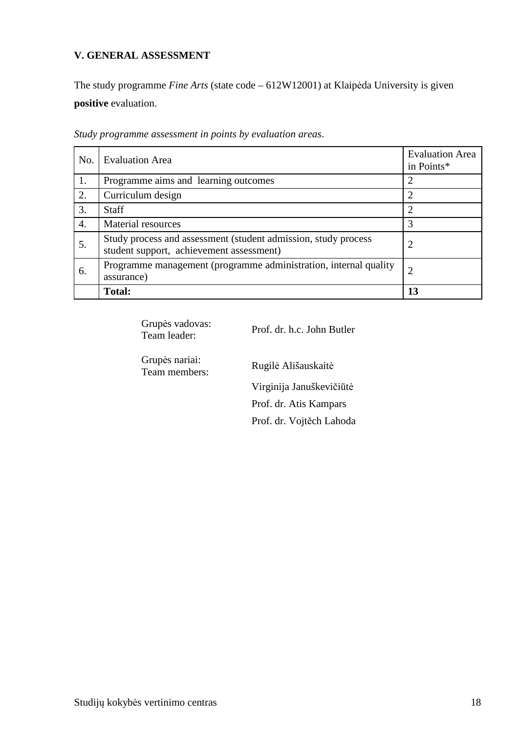## V. GENERAL ASSESSMENT

The study programme *Fine Arts* (state code – 612W12001) at Klaipėda University is given **positive** evaluation.

*Study programme assessment in points by evaluation areas*.

| No. | Evaluation Area | Evaluation Area in Points* |
|---|---|---|
| 1. | Programme aims and learning outcomes | 2 |
| 2. | Curriculum design | 2 |
| 3. | Staff | 2 |
| 4. | Material resources | 3 |
| 5. | Study process and assessment (student admission, study process student support, achievement assessment) | 2 |
| 6. | Programme management (programme administration, internal quality assurance) | 2 |
| | **Total:** | **13** |

Grupės vadovas:
Team leader: Prof. dr. h.c. John Butler

Grupės nariai:
Team members: Rugilė Ališauskaitė

Virginija Januškevičiūtė

Prof. dr. Atis Kampars

Prof. dr. Vojtěch Lahoda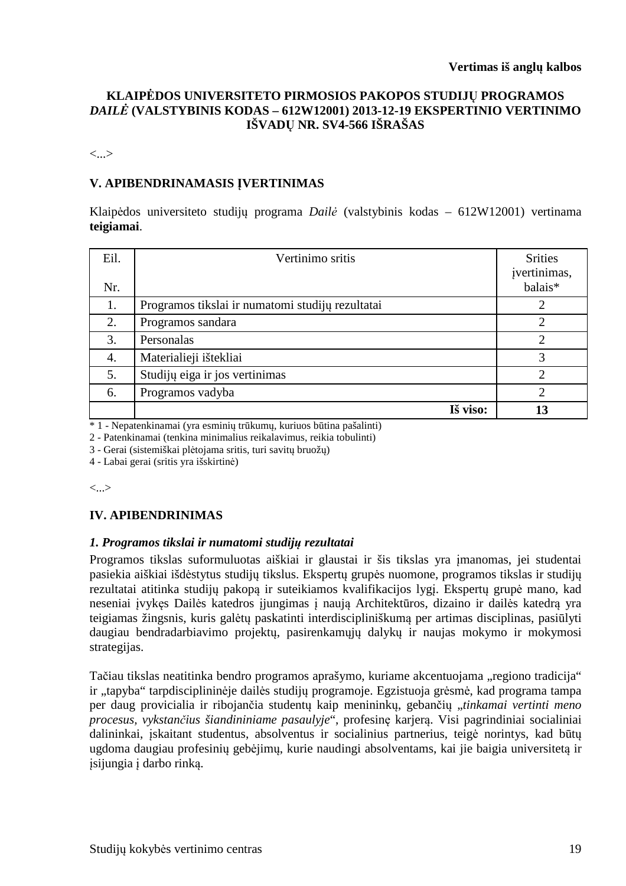**Vertimas iš anglų kalbos**

**KLAIPĖDOS UNIVERSITETO PIRMOSIOS PAKOPOS STUDIJŲ PROGRAMOS *DAILĖ* (VALSTYBINIS KODAS – 612W12001) 2013-12-19 EKSPERTINIO VERTINIMO IŠVADŲ NR. SV4-566 IŠRAŠAS**

<...>

## V. APIBENDRINAMASIS ĮVERTINIMAS

Klaipėdos universiteto studijų programa *Dailė* (valstybinis kodas – 612W12001) vertinama **teigiamai**.

| Eil. Nr. | Vertinimo sritis | Srities įvertinimas, balais* |
|---|---|---|
| 1. | Programos tikslai ir numatomi studijų rezultatai | 2 |
| 2. | Programos sandara | 2 |
| 3. | Personalas | 2 |
| 4. | Materialieji ištekliai | 3 |
| 5. | Studijų eiga ir jos vertinimas | 2 |
| 6. | Programos vadyba | 2 |
| | **Iš viso:** | **13** |

\* 1 - Nepatenkinamai (yra esminių trūkumų, kuriuos būtina pašalinti)

2 - Patenkinamai (tenkina minimalius reikalavimus, reikia tobulinti)

3 - Gerai (sistemiškai plėtojama sritis, turi savitų bruožų)

4 - Labai gerai (sritis yra išskirtinė)

<...>

## IV. APIBENDRINIMAS

### *1. Programos tikslai ir numatomi studijų rezultatai*

Programos tikslas suformuluotas aiškiai ir glaustai ir šis tikslas yra įmanomas, jei studentai pasiekia aiškiai išdėstytus studijų tikslus. Ekspertų grupės nuomone, programos tikslas ir studijų rezultatai atitinka studijų pakopą ir suteikiamos kvalifikacijos lygį. Ekspertų grupė mano, kad neseniai įvykęs Dailės katedros įjungimas į naują Architektūros, dizaino ir dailės katedrą yra teigiamas žingsnis, kuris galėtų paskatinti interdiscipliniškumą per artimas disciplinas, pasiūlyti daugiau bendradarbiavimo projektų, pasirenkamųjų dalykų ir naujas mokymo ir mokymosi strategijas.

Tačiau tikslas neatitinka bendro programos aprašymo, kuriame akcentuojama „regiono tradicija" ir „tapyba" tarpdisciplininėje dailės studijų programoje. Egzistuoja grėsmė, kad programa tampa per daug provicialia ir ribojančia studentų kaip menininkų, gebančių „*tinkamai vertinti meno procesus, vykstančius šiandininiame pasaulyje*", profesinę karjerą. Visi pagrindiniai socialiniai dalininkai, įskaitant studentus, absolventus ir socialinius partnerius, teigė norintys, kad būtų ugdoma daugiau profesinių gebėjimų, kurie naudingi absolventams, kai jie baigia universitetą ir įsijungia į darbo rinką.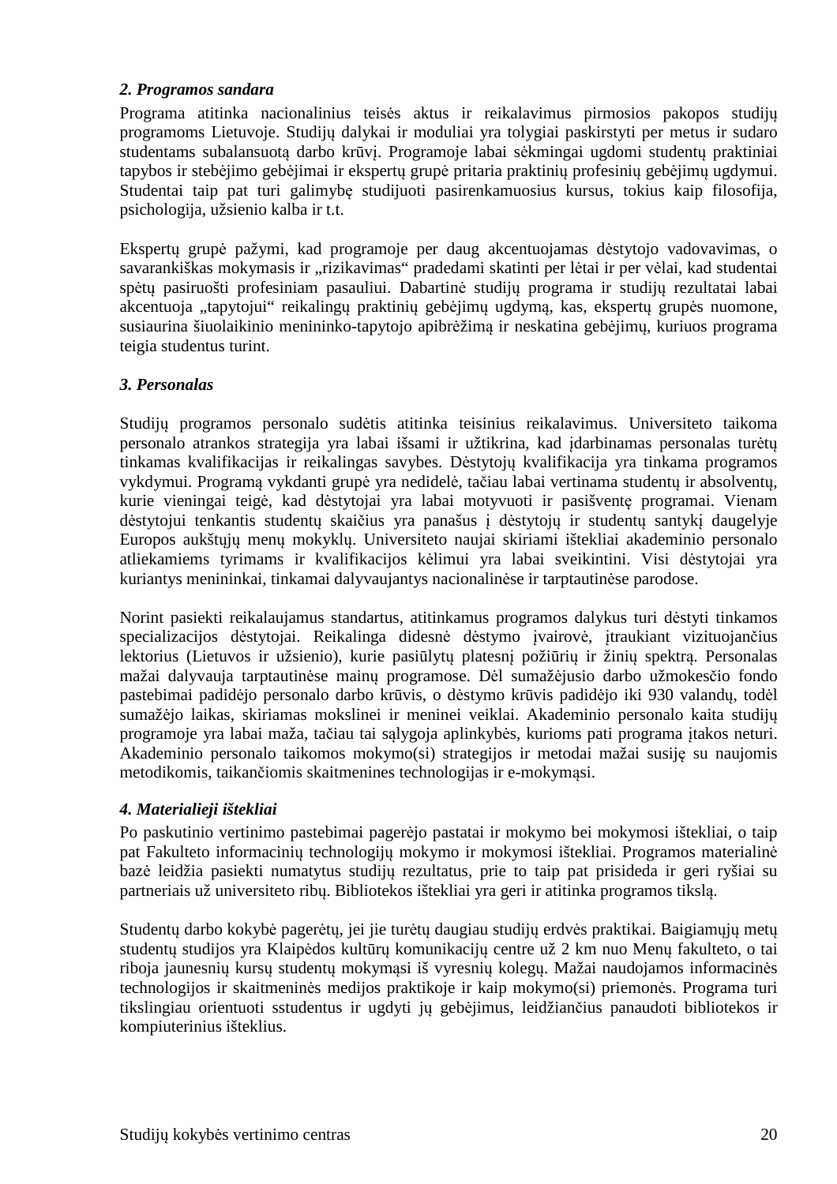### *2. Programos sandara*

Programa atitinka nacionalinius teisės aktus ir reikalavimus pirmosios pakopos studijų programoms Lietuvoje. Studijų dalykai ir moduliai yra tolygiai paskirstyti per metus ir sudaro studentams subalansuotą darbo krūvį. Programoje labai sėkmingai ugdomi studentų praktiniai tapybos ir stebėjimo gebėjimai ir ekspertų grupė pritaria praktinių profesinių gebėjimų ugdymui. Studentai taip pat turi galimybę studijuoti pasirenkamuosius kursus, tokius kaip filosofija, psichologija, užsienio kalba ir t.t.

Ekspertų grupė pažymi, kad programoje per daug akcentuojamas dėstytojo vadovavimas, o savarankiškas mokymasis ir „rizikavimas“ pradedami skatinti per lėtai ir per vėlai, kad studentai spėtų pasiruošti profesiniam pasauliui. Dabartinė studijų programa ir studijų rezultatai labai akcentuoja „tapytojui“ reikalingų praktinių gebėjimų ugdymą, kas, ekspertų grupės nuomone, susiaurina šiuolaikinio menininko-tapytojo apibrėžimą ir neskatina gebėjimų, kuriuos programa teigia studentus turint.

### *3. Personalas*

Studijų programos personalo sudėtis atitinka teisinius reikalavimus. Universiteto taikoma personalo atrankos strategija yra labai išsami ir užtikrina, kad įdarbinamas personalas turėtų tinkamas kvalifikacijas ir reikalingas savybes. Dėstytojų kvalifikacija yra tinkama programos vykdymui. Programą vykdanti grupė yra nedidelė, tačiau labai vertinama studentų ir absolventų, kurie vieningai teigė, kad dėstytojai yra labai motyvuoti ir pasišventę programai. Vienam dėstytojui tenkantis studentų skaičius yra panašus į dėstytojų ir studentų santykį daugelyje Europos aukštųjų menų mokyklų. Universiteto naujai skiriami ištekliai akademinio personalo atliekamiems tyrimams ir kvalifikacijos kėlimui yra labai sveikintini. Visi dėstytojai yra kuriantys menininkai, tinkamai dalyvaujantys nacionalinėse ir tarptautinėse parodose.

Norint pasiekti reikalaujamus standartus, atitinkamus programos dalykus turi dėstyti tinkamos specializacijos dėstytojai. Reikalinga didesnė dėstymo įvairovė, įtraukiant vizituojančius lektorius (Lietuvos ir užsienio), kurie pasiūlytų platesnį požiūrių ir žinių spektrą. Personalas mažai dalyvauja tarptautinėse mainų programose. Dėl sumažėjusio darbo užmokesčio fondo pastebimai padidėjo personalo darbo krūvis, o dėstymo krūvis padidėjo iki 930 valandų, todėl sumažėjo laikas, skiriamas mokslinei ir meninei veiklai. Akademinio personalo kaita studijų programoje yra labai maža, tačiau tai sąlygoja aplinkybės, kurioms pati programa įtakos neturi. Akademinio personalo taikomos mokymo(si) strategijos ir metodai mažai susiję su naujomis metodikomis, taikančiomis skaitmenines technologijas ir e-mokymąsi.

### *4. Materialieji ištekliai*

Po paskutinio vertinimo pastebimai pagerėjo pastatai ir mokymo bei mokymosi ištekliai, o taip pat Fakulteto informacinių technologijų mokymo ir mokymosi ištekliai. Programos materialinė bazė leidžia pasiekti numatytus studijų rezultatus, prie to taip pat prisideda ir geri ryšiai su partneriais už universiteto ribų. Bibliotekos ištekliai yra geri ir atitinka programos tikslą.

Studentų darbo kokybė pagerėtų, jei jie turėtų daugiau studijų erdvės praktikai. Baigiamųjų metų studentų studijos yra Klaipėdos kultūrų komunikacijų centre už 2 km nuo Menų fakulteto, o tai riboja jaunesnių kursų studentų mokymąsi iš vyresnių kolegų. Mažai naudojamos informacinės technologijos ir skaitmeninės medijos praktikoje ir kaip mokymo(si) priemonės. Programa turi tikslingiau orientuoti sstudentus ir ugdyti jų gebėjimus, leidžiančius panaudoti bibliotekos ir kompiuterinius išteklius.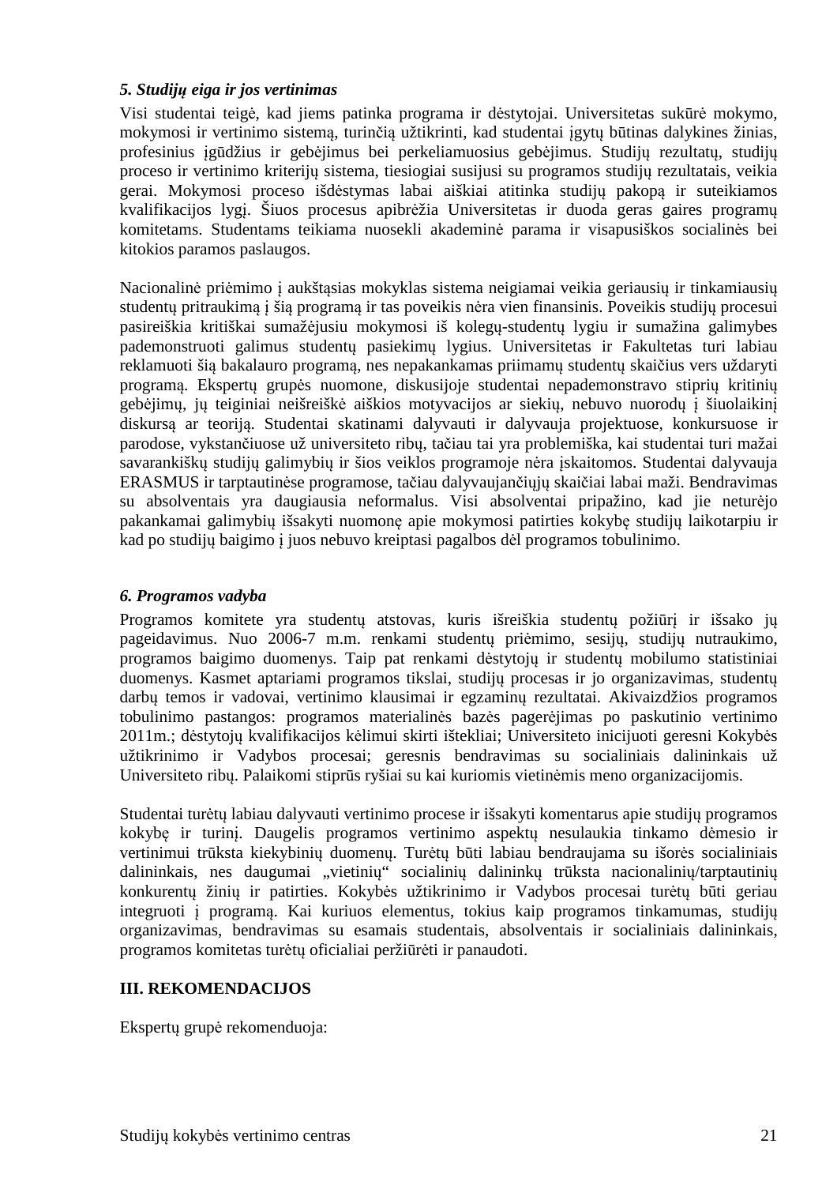### *5. Studijų eiga ir jos vertinimas*

Visi studentai teigė, kad jiems patinka programa ir dėstytojai. Universitetas sukūrė mokymo, mokymosi ir vertinimo sistemą, turinčią užtikrinti, kad studentai įgytų būtinas dalykines žinias, profesinius įgūdžius ir gebėjimus bei perkeliamuosius gebėjimus. Studijų rezultatų, studijų proceso ir vertinimo kriterijų sistema, tiesiogiai susijusi su programos studijų rezultatais, veikia gerai. Mokymosi proceso išdėstymas labai aiškiai atitinka studijų pakopą ir suteikiamos kvalifikacijos lygį. Šiuos procesus apibrėžia Universitetas ir duoda geras gaires programų komitetams. Studentams teikiama nuosekli akademinė parama ir visapusiškos socialinės bei kitokios paramos paslaugos.

Nacionalinė priėmimo į aukštąsias mokyklas sistema neigiamai veikia geriausių ir tinkamiausių studentų pritraukimą į šią programą ir tas poveikis nėra vien finansinis. Poveikis studijų procesui pasireiškia kritiškai sumažėjusiu mokymosi iš kolegų-studentų lygiu ir sumažina galimybes pademonstruoti galimus studentų pasiekimų lygius. Universitetas ir Fakultetas turi labiau reklamuoti šią bakalauro programą, nes nepakankamas priimamų studentų skaičius vers uždaryti programą. Ekspertų grupės nuomone, diskusijoje studentai nepademonstravo stiprių kritinių gebėjimų, jų teiginiai neišreiškė aiškios motyvacijos ar siekių, nebuvo nuorodų į šiuolaikinį diskursą ar teoriją. Studentai skatinami dalyvauti ir dalyvauja projektuose, konkursuose ir parodose, vykstančiuose už universiteto ribų, tačiau tai yra problemiška, kai studentai turi mažai savarankiškų studijų galimybių ir šios veiklos programoje nėra įskaitomos. Studentai dalyvauja ERASMUS ir tarptautinėse programose, tačiau dalyvaujančiųjų skaičiai labai maži. Bendravimas su absolventais yra daugiausia neformalus. Visi absolventai pripažino, kad jie neturėjo pakankamai galimybių išsakyti nuomonę apie mokymosi patirties kokybę studijų laikotarpiu ir kad po studijų baigimo į juos nebuvo kreiptasi pagalbos dėl programos tobulinimo.

### *6. Programos vadyba*

Programos komitete yra studentų atstovas, kuris išreiškia studentų požiūrį ir išsako jų pageidavimus. Nuo 2006-7 m.m. renkami studentų priėmimo, sesijų, studijų nutraukimo, programos baigimo duomenys. Taip pat renkami dėstytojų ir studentų mobilumo statistiniai duomenys. Kasmet aptariami programos tikslai, studijų procesas ir jo organizavimas, studentų darbų temos ir vadovai, vertinimo klausimai ir egzaminų rezultatai. Akivaizdžios programos tobulinimo pastangos: programos materialinės bazės pagerėjimas po paskutinio vertinimo 2011m.; dėstytojų kvalifikacijos kėlimui skirti ištekliai; Universiteto inicijuoti geresni Kokybės užtikrinimo ir Vadybos procesai; geresnis bendravimas su socialiniais dalininkais už Universiteto ribų. Palaikomi stiprūs ryšiai su kai kuriomis vietinėmis meno organizacijomis.

Studentai turėtų labiau dalyvauti vertinimo procese ir išsakyti komentarus apie studijų programos kokybę ir turinį. Daugelis programos vertinimo aspektų nesulaukia tinkamo dėmesio ir vertinimui trūksta kiekybinių duomenų. Turėtų būti labiau bendraujama su išorės socialiniais dalininkais, nes daugumai „vietinių" socialinių dalininkų trūksta nacionalinių/tarptautinių konkurentų žinių ir patirties. Kokybės užtikrinimo ir Vadybos procesai turėtų būti geriau integruoti į programą. Kai kuriuos elementus, tokius kaip programos tinkamumas, studijų organizavimas, bendravimas su esamais studentais, absolventais ir socialiniais dalininkais, programos komitetas turėtų oficialiai peržiūrėti ir panaudoti.

## III. REKOMENDACIJOS

Ekspertų grupė rekomenduoja: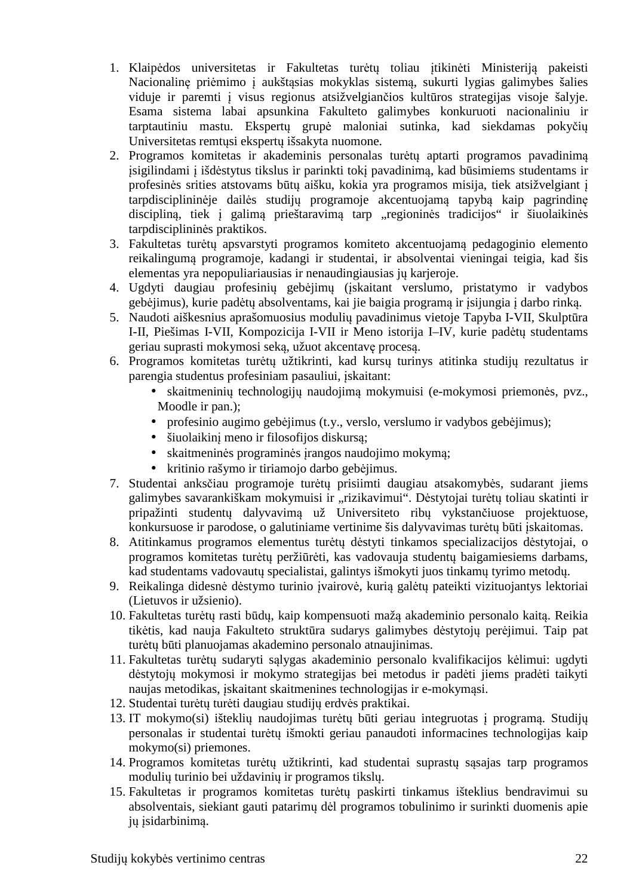1. Klaipėdos universitetas ir Fakultetas turėtų toliau įtikinėti Ministeriją pakeisti Nacionalinę priėmimo į aukštąsias mokyklas sistemą, sukurti lygias galimybes šalies viduje ir paremti į visus regionus atsižvelgiančios kultūros strategijas visoje šalyje. Esama sistema labai apsunkina Fakulteto galimybes konkuruoti nacionaliniu ir tarptautiniu mastu. Ekspertų grupė maloniai sutinka, kad siekdamas pokyčių Universitetas remtųsi ekspertų išsakyta nuomone.
2. Programos komitetas ir akademinis personalas turėtų aptarti programos pavadinimą įsigilindami į išdėstytus tikslus ir parinkti tokį pavadinimą, kad būsimiems studentams ir profesinės srities atstovams būtų aišku, kokia yra programos misija, tiek atsižvelgiant į tarpdisciplininėje dailės studijų programoje akcentuojamą tapybą kaip pagrindinę disciplina, tiek į galimą prieštaravimą tarp „regioninės tradicijos“ ir šiuolaikinės tarpdisciplininės praktikos.
3. Fakultetas turėtų apsvarstyti programos komiteto akcentuojamą pedagoginio elemento reikalingumą programoje, kadangi ir studentai, ir absolventai vieningai teigia, kad šis elementas yra nepopuliariausias ir nenaudingiausias jų karjeroje.
4. Ugdyti daugiau profesinių gebėjimų (įskaitant verslumo, pristatymo ir vadybos gebėjimus), kurie padėtų absolventams, kai jie baigia programą ir įsijungia į darbo rinką.
5. Naudoti aiškesnius aprašomuosius modulių pavadinimus vietoje Tapyba I-VII, Skulptūra I-II, Piešimas I-VII, Kompozicija I-VII ir Meno istorija I–IV, kurie padėtų studentams geriau suprasti mokymosi seką, užuot akcentavę procesą.
6. Programos komitetas turėtų užtikrinti, kad kursų turinys atitinka studijų rezultatus ir parengia studentus profesiniam pasauliui, įskaitant:
   - skaitmeninių technologijų naudojimą mokymuisi (e-mokymosi priemonės, pvz., Moodle ir pan.);
   - profesinio augimo gebėjimus (t.y., verslo, verslumo ir vadybos gebėjimus);
   - šiuolaikinį meno ir filosofijos diskursą;
   - skaitmeninės programinės įrangos naudojimo mokymą;
   - kritinio rašymo ir tiriamojo darbo gebėjimus.
7. Studentai anksčiau programoje turėtų prisiimti daugiau atsakomybės, sudarant jiems galimybes savarankiškam mokymuisi ir „rizikavimui“. Dėstytojai turėtų toliau skatinti ir pripažinti studentų dalyvavimą už Universiteto ribų vykstančiuose projektuose, konkursuose ir parodose, o galutiniame vertinime šis dalyvavimas turėtų būti įskaitomas.
8. Atitinkamus programos elementus turėtų dėstyti tinkamos specializacijos dėstytojai, o programos komitetas turėtų peržiūrėti, kas vadovauja studentų baigamiesiems darbams, kad studentams vadovautų specialistai, galintys išmokyti juos tinkamų tyrimo metodų.
9. Reikalinga didesnė dėstymo turinio įvairovė, kurią galėtų pateikti vizituojantys lektoriai (Lietuvos ir užsienio).
10. Fakultetas turėtų rasti būdų, kaip kompensuoti mažą akademinio personalo kaitą. Reikia tikėtis, kad nauja Fakulteto struktūra sudarys galimybes dėstytojų perėjimui. Taip pat turėtų būti planuojamas akademino personalo atnaujinimas.
11. Fakultetas turėtų sudaryti sąlygas akademinio personalo kvalifikacijos kėlimui: ugdyti dėstytojų mokymosi ir mokymo strategijas bei metodus ir padėti jiems pradėti taikyti naujas metodikas, įskaitant skaitmenines technologijas ir e-mokymąsi.
12. Studentai turėtų turėti daugiau studijų erdvės praktikai.
13. IT mokymo(si) išteklių naudojimas turėtų būti geriau integruotas į programą. Studijų personalas ir studentai turėtų išmokti geriau panaudoti informacines technologijas kaip mokymo(si) priemones.
14. Programos komitetas turėtų užtikrinti, kad studentai suprastų sąsajas tarp programos modulių turinio bei uždavinių ir programos tikslų.
15. Fakultetas ir programos komitetas turėtų paskirti tinkamus išteklius bendravimui su absolventais, siekiant gauti patarimų dėl programos tobulinimo ir surinkti duomenis apie jų įsidarbinimą.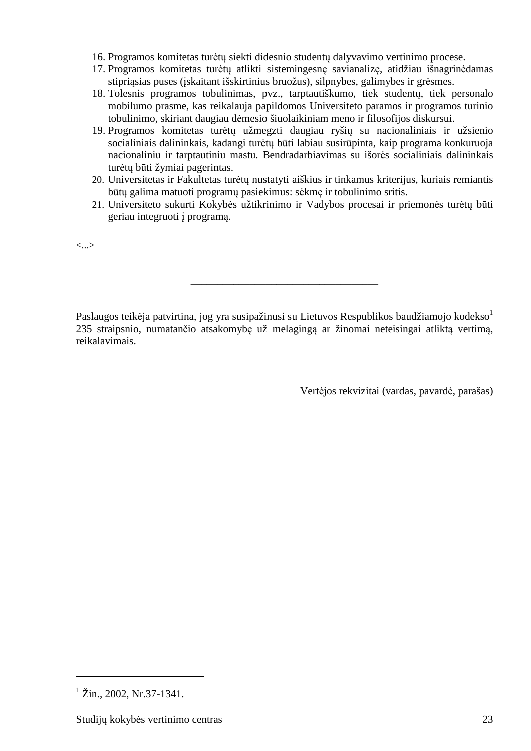16. Programos komitetas turėtų siekti didesnio studentų dalyvavimo vertinimo procese.
17. Programos komitetas turėtų atlikti sistemingesnę savianalizę, atidžiau išnagrinėdamas stipriąsias puses (įskaitant išskirtinius bruožus), silpnybes, galimybes ir grėsmes.
18. Tolesnis programos tobulinimas, pvz., tarptautiškumo, tiek studentų, tiek personalo mobilumo prasme, kas reikalauja papildomos Universiteto paramos ir programos turinio tobulinimo, skiriant daugiau dėmesio šiuolaikiniam meno ir filosofijos diskursui.
19. Programos komitetas turėtų užmegzti daugiau ryšių su nacionaliniais ir užsienio socialiniais dalininkais, kadangi turėtų būti labiau susirūpinta, kaip programa konkuruoja nacionaliniu ir tarptautiniu mastu. Bendradarbiavimas su išorės socialiniais dalininkais turėtų būti žymiai pagerintas.
20. Universitetas ir Fakultetas turėtų nustatyti aiškius ir tinkamus kriterijus, kuriais remiantis būtų galima matuoti programų pasiekimus: sėkmę ir tobulinimo sritis.
21. Universiteto sukurti Kokybės užtikrinimo ir Vadybos procesai ir priemonės turėtų būti geriau integruoti į programą.

<...>

___________________________________

Paslaugos teikėja patvirtina, jog yra susipažinusi su Lietuvos Respublikos baudžiamojo kodekso[1] 235 straipsnio, numatančio atsakomybę už melagingą ar žinomai neteisingai atliktą vertimą, reikalavimais.

Vertėjos rekvizitai (vardas, pavardė, parašas)

[1] Žin., 2002, Nr.37-1341.